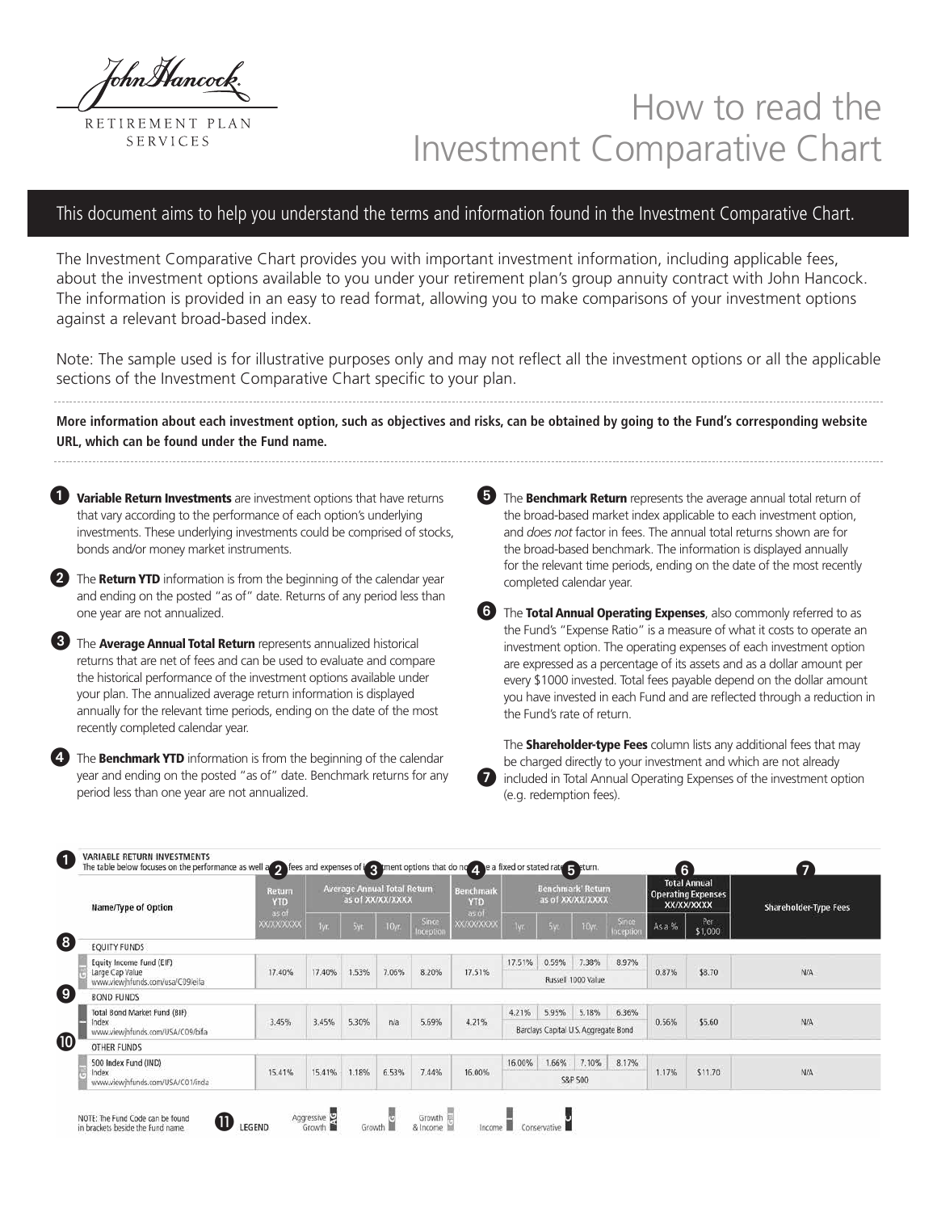John Hancock.

RETIREMENT PLAN SERVICES

# How to read the Investment Comparative Chart

This document aims to help you understand the terms and information found in the Investment Comparative Chart.

The Investment Comparative Chart provides you with important investment information, including applicable fees, about the investment options available to you under your retirement plan's group annuity contract with John Hancock. The information is provided in an easy to read format, allowing you to make comparisons of your investment options against a relevant broad-based index.

Note: The sample used is for illustrative purposes only and may not reflect all the investment options or all the applicable sections of the Investment Comparative Chart specific to your plan.

**More information about each investment option, such as objectives and risks, can be obtained by going to the Fund's corresponding website URL, which can be found under the Fund name.**

1. **Variable Return Investments** are investment options that have returns that vary according to the performance of each option's underlying investments. These underlying investments could be comprised of stocks, bonds and/or money market instruments.

2. The **Return YTD** information is from the beginning of the calendar year and ending on the posted "as of" date. Returns of any period less than one year are not annualized.

3. The **Average Annual Total Return** represents annualized historical returns that are net of fees and can be used to evaluate and compare the historical performance of the investment options available under your plan. The annualized average return information is displayed annually for the relevant time periods, ending on the date of the most recently completed calendar year.

4. The **Benchmark YTD** information is from the beginning of the calendar year and ending on the posted "as of" date. Benchmark returns for any period less than one year are not annualized.

5. The **Benchmark Return** represents the average annual total return of the broad-based market index applicable to each investment option, and *does not* factor in fees. The annual total returns shown are for the broad-based benchmark. The information is displayed annually for the relevant time periods, ending on the date of the most recently completed calendar year.

6. The **Total Annual Operating Expenses**, also commonly referred to as the Fund's "Expense Ratio" is a measure of what it costs to operate an investment option. The operating expenses of each investment option are expressed as a percentage of its assets and as a dollar amount per every $1000 invested. Total fees payable depend on the dollar amount you have invested in each Fund and are reflected through a reduction in the Fund's rate of return.

7. The **Shareholder-type Fees** column lists any additional fees that may be charged directly to your investment and which are not already included in Total Annual Operating Expenses of the investment option (e.g. redemption fees).

**1 VARIABLE RETURN INVESTMENTS**
The table below focuses on the performance as well as fees and expenses of investment options that do not have a fixed or stated rate of return.

| Name/Type of Option | Return YTD (2) as of XX/XX/XXXX | Average Annual Total Return as of XX/XX/XXXX (3) | | | | Benchmark YTD (4) as of XX/XX/XXXX | Benchmark Return as of XX/XX/XXXX (5) | | | | Total Annual Operating Expenses XX/XX/XXXX (6) | | Shareholder-Type Fees (7) |
|---|---|---|---|---|---|---|---|---|---|---|---|---|---|
| | | 1yr. | 5yr. | 10yr. | Since Inception | | 1yr. | 5yr. | 10yr. | Since Inception | As a % | Per $1,000 | |
| **(8) EQUITY FUNDS** | | | | | | | | | | | | | |
| Equity Income Fund (EIF) Large Cap Value www.viewjhfunds.com/usa/C09/eifa | 17.40% | 17.40% | 1.53% | 7.06% | 8.20% | 17.51% | 17.51% | 0.59% | 7.38% | 8.97% | 0.87% | $8.70 | N/A |
| | | | | | | | Russell 1000 Value | | | | | | |
| **(9) BOND FUNDS** | | | | | | | | | | | | | |
| Total Bond Market Fund (BIF) Index www.viewjhfunds.com/USA/C09/bifa | 3.45% | 3.45% | 5.30% | n/a | 5.69% | 4.21% | 4.21% | 5.95% | 5.18% | 6.36% | 0.56% | $5.60 | N/A |
| | | | | | | | Barclays Capital U.S. Aggregate Bond | | | | | | |
| **(10) OTHER FUNDS** | | | | | | | | | | | | | |
| 500 Index Fund (IND) Index www.viewjhfunds.com/USA/C01/inda | 15.41% | 15.41% | 1.18% | 6.53% | 7.44% | 16.00% | 16.00% | 1.66% | 7.10% | 8.17% | 1.17% | $11.70 | N/A |
| | | | | | | | S&P 500 | | | | | | |

NOTE: The Fund Code can be found in brackets beside the Fund name.

(11) LEGEND: Aggressive Growth (AG) · Growth (G) · Growth & Income (GI) · Income (I) · Conservative (C)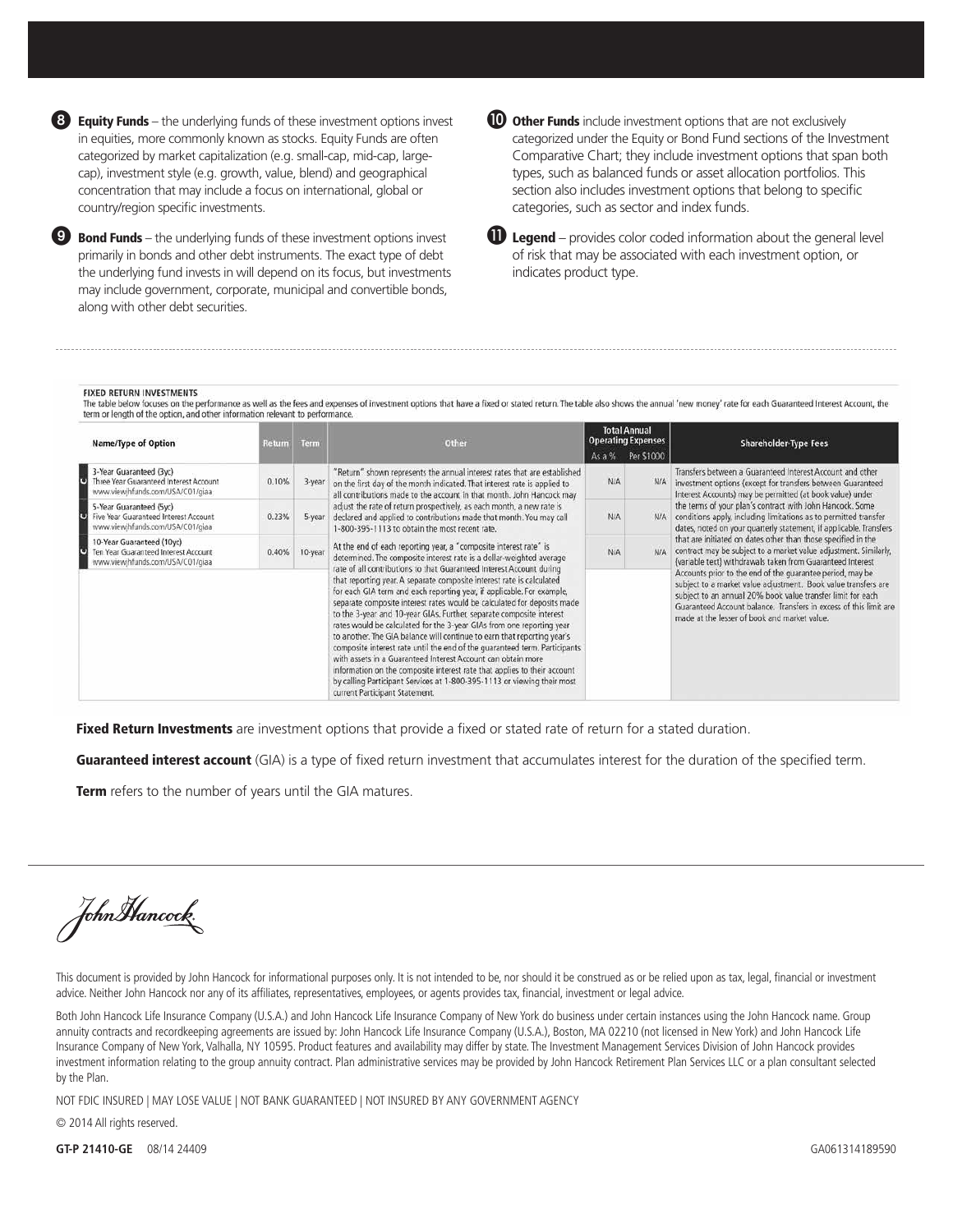**8** **Equity Funds** – the underlying funds of these investment options invest in equities, more commonly known as stocks. Equity Funds are often categorized by market capitalization (e.g. small-cap, mid-cap, large-cap), investment style (e.g. growth, value, blend) and geographical concentration that may include a focus on international, global or country/region specific investments.

**9** **Bond Funds** – the underlying funds of these investment options invest primarily in bonds and other debt instruments. The exact type of debt the underlying fund invests in will depend on its focus, but investments may include government, corporate, municipal and convertible bonds, along with other debt securities.

**10** **Other Funds** include investment options that are not exclusively categorized under the Equity or Bond Fund sections of the Investment Comparative Chart; they include investment options that span both types, such as balanced funds or asset allocation portfolios. This section also includes investment options that belong to specific categories, such as sector and index funds.

**11** **Legend** – provides color coded information about the general level of risk that may be associated with each investment option, or indicates product type.

FIXED RETURN INVESTMENTS

The table below focuses on the performance as well as the fees and expenses of investment options that have a fixed or stated return. The table also shows the annual 'new money' rate for each Guaranteed Interest Account, the term or length of the option, and other information relevant to performance.

| Name/Type of Option | Return | Term | Other | Total Annual Operating Expenses | | Shareholder-Type Fees |
|---|---|---|---|---|---|---|
| | | | | As a % | Per $1000 | |
| 3-Year Guaranteed (3yc) Three Year Guaranteed Interest Account www.viewjhfunds.com/USA/C01/giaa | 0.10% | 3-year | "Return" shown represents the annual interest rates that are established on the first day of the month indicated. That interest rate is applied to all contributions made to the account in that month. John Hancock may adjust the rate of return prospectively, as each month, a new rate is declared and applied to contributions made that month. You may call 1-800-395-1113 to obtain the most recent rate. At the end of each reporting year, a "composite interest rate" is determined. The composite interest rate is a dollar-weighted average rate of all contributions to that Guaranteed Interest Account during that reporting year. A separate composite interest rate is calculated for each GIA term and each reporting year, if applicable. For example, separate composite interest rates would be calculated for deposits made to the 3-year and 10-year GIAs. Further, separate composite interest rates would be calculated for the 3-year GIAs from one reporting year to another. The GIA balance will continue to earn that reporting year's composite interest rate until the end of the guaranteed term. Participants with assets in a Guaranteed Interest Account can obtain more information on the composite interest rate that applies to their account by calling Participant Services at 1-800-395-1113 or viewing their most current Participant Statement. | N/A | N/A | Transfers between a Guaranteed Interest Account and other investment options (except for transfers between Guaranteed Interest Accounts) may be permitted (at book value) under the terms of your plan's contract with John Hancock. Some conditions apply, including limitations as to permitted transfer dates, noted on your quarterly statement, if applicable. Transfers that are initiated on dates other than those specified in the contract may be subject to a market value adjustment. Similarly, (variable test) withdrawals taken from Guaranteed Interest Accounts prior to the end of the guarantee period, may be subject to a market value adjustment. Book value transfers are subject to an annual 20% book value transfer limit for each Guaranteed Account balance. Transfers in excess of this limit are made at the lesser of book and market value. |
| 5-Year Guaranteed (5yc) Five Year Guaranteed Interest Account www.viewjhfunds.com/USA/C01/giaa | 0.23% | 5-year | | N/A | N/A | |
| 10-Year Guaranteed (10yc) Ten Year Guaranteed Interest Account www.viewjhfunds.com/USA/C01/giaa | 0.40% | 10-year | | N/A | N/A | |

**Fixed Return Investments** are investment options that provide a fixed or stated rate of return for a stated duration.

**Guaranteed interest account** (GIA) is a type of fixed return investment that accumulates interest for the duration of the specified term.

**Term** refers to the number of years until the GIA matures.

John Hancock

This document is provided by John Hancock for informational purposes only. It is not intended to be, nor should it be construed as or be relied upon as tax, legal, financial or investment advice. Neither John Hancock nor any of its affiliates, representatives, employees, or agents provides tax, financial, investment or legal advice.

Both John Hancock Life Insurance Company (U.S.A.) and John Hancock Life Insurance Company of New York do business under certain instances using the John Hancock name. Group annuity contracts and recordkeeping agreements are issued by: John Hancock Life Insurance Company (U.S.A.), Boston, MA 02210 (not licensed in New York) and John Hancock Life Insurance Company of New York, Valhalla, NY 10595. Product features and availability may differ by state. The Investment Management Services Division of John Hancock provides investment information relating to the group annuity contract. Plan administrative services may be provided by John Hancock Retirement Plan Services LLC or a plan consultant selected by the Plan.

NOT FDIC INSURED | MAY LOSE VALUE | NOT BANK GUARANTEED | NOT INSURED BY ANY GOVERNMENT AGENCY

© 2014 All rights reserved.

**GT-P 21410-GE** 08/14 24409 GA061314189590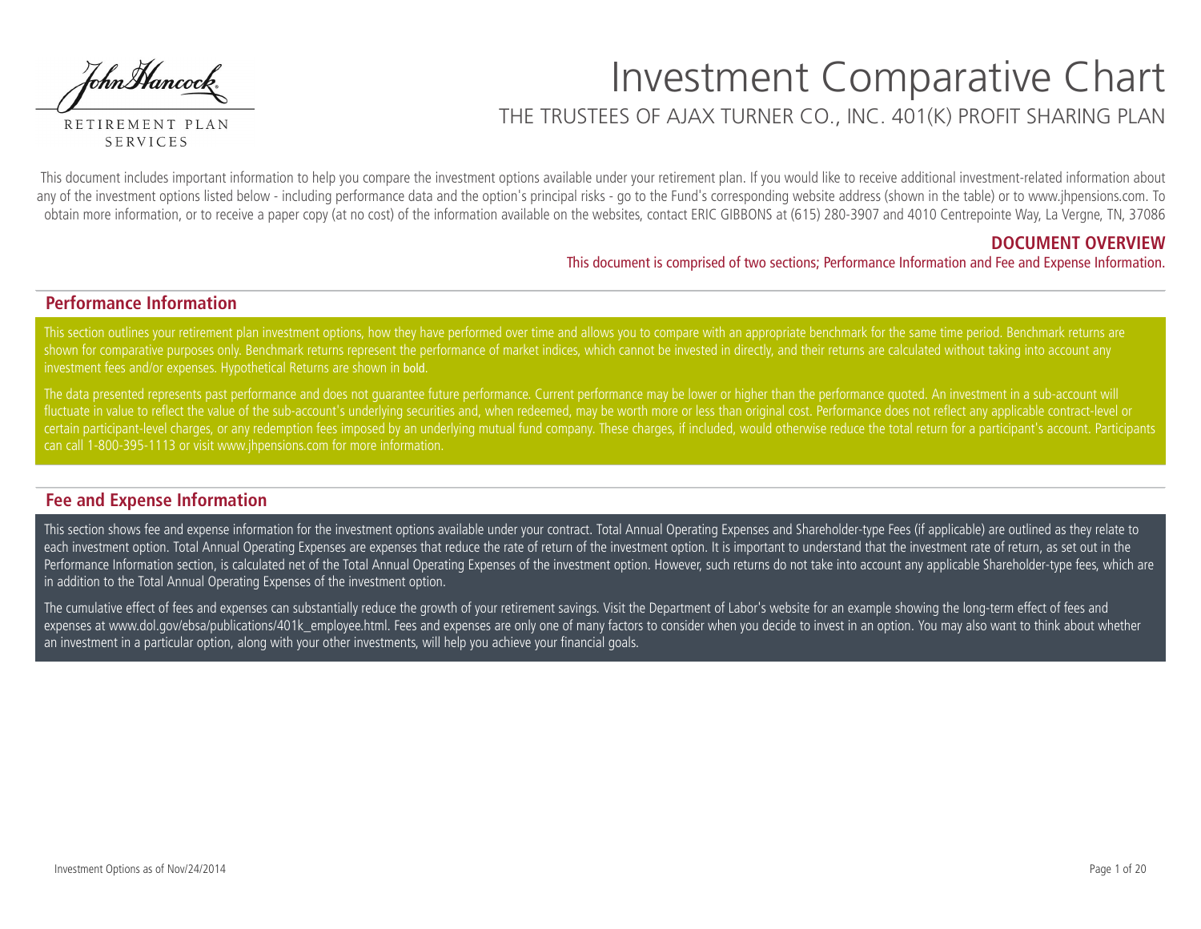John Hancock

RETIREMENT PLAN SERVICES

# Investment Comparative Chart

## THE TRUSTEES OF AJAX TURNER CO., INC. 401(K) PROFIT SHARING PLAN

This document includes important information to help you compare the investment options available under your retirement plan. If you would like to receive additional investment-related information about any of the investment options listed below - including performance data and the option's principal risks - go to the Fund's corresponding website address (shown in the table) or to www.jhpensions.com. To obtain more information, or to receive a paper copy (at no cost) of the information available on the websites, contact ERIC GIBBONS at (615) 280-3907 and 4010 Centrepointe Way, La Vergne, TN, 37086

**DOCUMENT OVERVIEW**

This document is comprised of two sections; Performance Information and Fee and Expense Information.

### Performance Information

This section outlines your retirement plan investment options, how they have performed over time and allows you to compare with an appropriate benchmark for the same time period. Benchmark returns are shown for comparative purposes only. Benchmark returns represent the performance of market indices, which cannot be invested in directly, and their returns are calculated without taking into account any investment fees and/or expenses. Hypothetical Returns are shown in **bold**.

The data presented represents past performance and does not guarantee future performance. Current performance may be lower or higher than the performance quoted. An investment in a sub-account will fluctuate in value to reflect the value of the sub-account's underlying securities and, when redeemed, may be worth more or less than original cost. Performance does not reflect any applicable contract-level or certain participant-level charges, or any redemption fees imposed by an underlying mutual fund company. These charges, if included, would otherwise reduce the total return for a participant's account. Participants can call 1-800-395-1113 or visit www.jhpensions.com for more information.

### Fee and Expense Information

This section shows fee and expense information for the investment options available under your contract. Total Annual Operating Expenses and Shareholder-type Fees (if applicable) are outlined as they relate to each investment option. Total Annual Operating Expenses are expenses that reduce the rate of return of the investment option. It is important to understand that the investment rate of return, as set out in the Performance Information section, is calculated net of the Total Annual Operating Expenses of the investment option. However, such returns do not take into account any applicable Shareholder-type fees, which are in addition to the Total Annual Operating Expenses of the investment option.

The cumulative effect of fees and expenses can substantially reduce the growth of your retirement savings. Visit the Department of Labor's website for an example showing the long-term effect of fees and expenses at www.dol.gov/ebsa/publications/401k_employee.html. Fees and expenses are only one of many factors to consider when you decide to invest in an option. You may also want to think about whether an investment in a particular option, along with your other investments, will help you achieve your financial goals.

Investment Options as of Nov/24/2014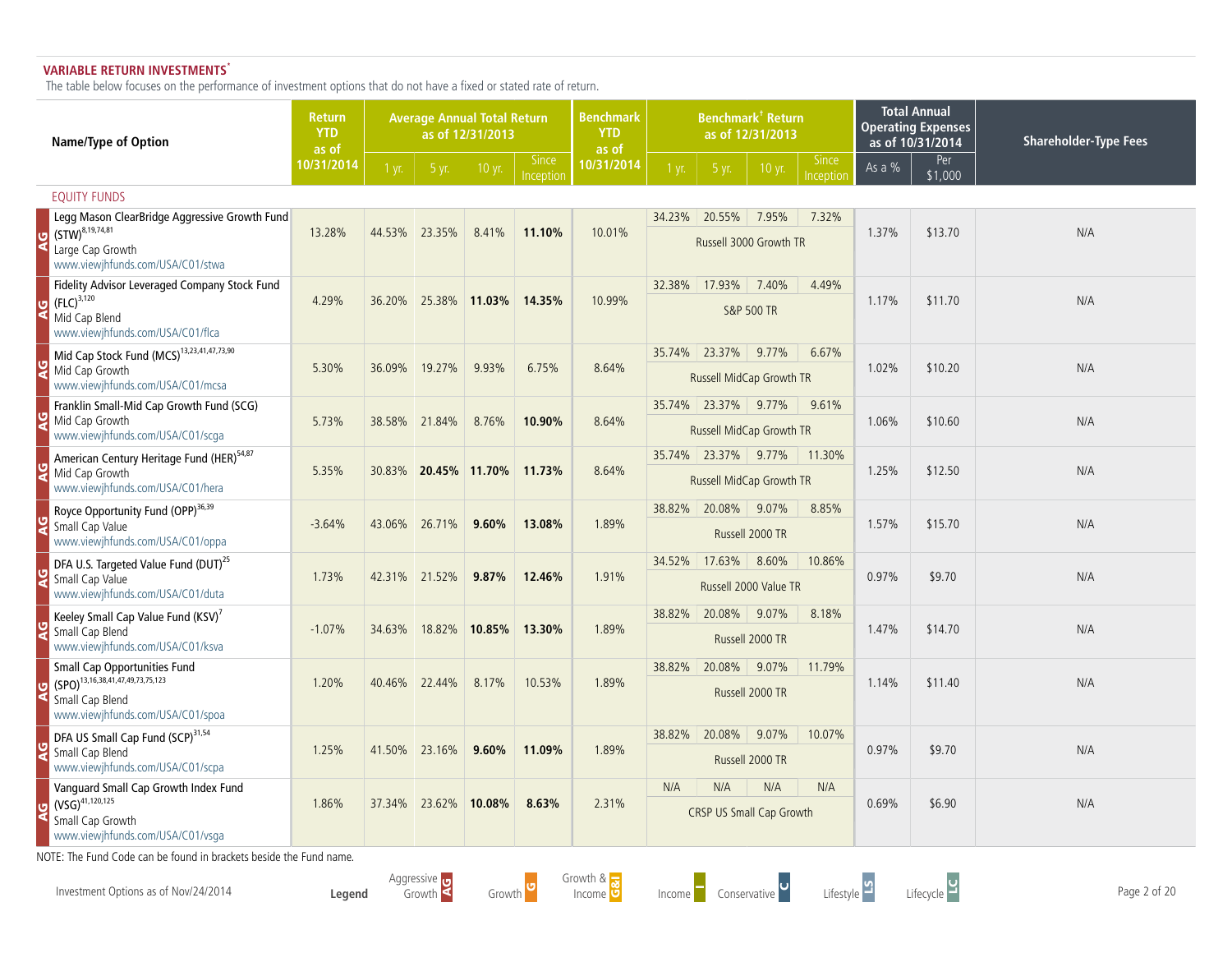**VARIABLE RETURN INVESTMENTS***

The table below focuses on the performance of investment options that do not have a fixed or stated rate of return.

| | Name/Type of Option | Return YTD as of 10/31/2014 | Average Annual Total Return as of 12/31/2013 | | | | Benchmark YTD as of 10/31/2014 | Benchmark† Return as of 12/31/2013 | | | | Total Annual Operating Expenses as of 10/31/2014 | | Shareholder-Type Fees |
|---|---|---|---|---|---|---|---|---|---|---|---|---|---|---|
| | | | 1 yr. | 5 yr. | 10 yr. | Since Inception | | 1 yr. | 5 yr. | 10 yr. | Since Inception | As a % | Per $1,000 | |
| | **EQUITY FUNDS** | | | | | | | | | | | | | |
| AG | Legg Mason ClearBridge Aggressive Growth Fund (STW)[8,19,74,81] Large Cap Growth www.viewjhfunds.com/USA/C01/stwa | 13.28% | 44.53% | 23.35% | 8.41% | **11.10%** | 10.01% | 34.23% | 20.55% | 7.95% | 7.32% | 1.37% | $13.70 | N/A |
| | | | | | | | | Russell 3000 Growth TR | | | | | | |
| AG | Fidelity Advisor Leveraged Company Stock Fund (FLC)[3,120] Mid Cap Blend www.viewjhfunds.com/USA/C01/flca | 4.29% | 36.20% | 25.38% | **11.03%** | **14.35%** | 10.99% | 32.38% | 17.93% | 7.40% | 4.49% | 1.17% | $11.70 | N/A |
| | | | | | | | | S&P 500 TR | | | | | | |
| AG | Mid Cap Stock Fund (MCS)[13,23,41,47,73,90] Mid Cap Growth www.viewjhfunds.com/USA/C01/mcsa | 5.30% | 36.09% | 19.27% | 9.93% | 6.75% | 8.64% | 35.74% | 23.37% | 9.77% | 6.67% | 1.02% | $10.20 | N/A |
| | | | | | | | | Russell MidCap Growth TR | | | | | | |
| AG | Franklin Small-Mid Cap Growth Fund (SCG) Mid Cap Growth www.viewjhfunds.com/USA/C01/scga | 5.73% | 38.58% | 21.84% | 8.76% | **10.90%** | 8.64% | 35.74% | 23.37% | 9.77% | 9.61% | 1.06% | $10.60 | N/A |
| | | | | | | | | Russell MidCap Growth TR | | | | | | |
| AG | American Century Heritage Fund (HER)[54,87] Mid Cap Growth www.viewjhfunds.com/USA/C01/hera | 5.35% | 30.83% | **20.45%** | **11.70%** | **11.73%** | 8.64% | 35.74% | 23.37% | 9.77% | 11.30% | 1.25% | $12.50 | N/A |
| | | | | | | | | Russell MidCap Growth TR | | | | | | |
| AG | Royce Opportunity Fund (OPP)[36,39] Small Cap Value www.viewjhfunds.com/USA/C01/oppa | -3.64% | 43.06% | 26.71% | **9.60%** | **13.08%** | 1.89% | 38.82% | 20.08% | 9.07% | 8.85% | 1.57% | $15.70 | N/A |
| | | | | | | | | Russell 2000 TR | | | | | | |
| AG | DFA U.S. Targeted Value Fund (DUT)[25] Small Cap Value www.viewjhfunds.com/USA/C01/duta | 1.73% | 42.31% | 21.52% | **9.87%** | **12.46%** | 1.91% | 34.52% | 17.63% | 8.60% | 10.86% | 0.97% | $9.70 | N/A |
| | | | | | | | | Russell 2000 Value TR | | | | | | |
| AG | Keeley Small Cap Value Fund (KSV)[7] Small Cap Blend www.viewjhfunds.com/USA/C01/ksva | -1.07% | 34.63% | 18.82% | **10.85%** | **13.30%** | 1.89% | 38.82% | 20.08% | 9.07% | 8.18% | 1.47% | $14.70 | N/A |
| | | | | | | | | Russell 2000 TR | | | | | | |
| AG | Small Cap Opportunities Fund (SPO)[13,16,38,41,47,49,73,75,123] Small Cap Blend www.viewjhfunds.com/USA/C01/spoa | 1.20% | 40.46% | 22.44% | 8.17% | 10.53% | 1.89% | 38.82% | 20.08% | 9.07% | 11.79% | 1.14% | $11.40 | N/A |
| | | | | | | | | Russell 2000 TR | | | | | | |
| AG | DFA US Small Cap Fund (SCP)[31,54] Small Cap Blend www.viewjhfunds.com/USA/C01/scpa | 1.25% | 41.50% | 23.16% | **9.60%** | **11.09%** | 1.89% | 38.82% | 20.08% | 9.07% | 10.07% | 0.97% | $9.70 | N/A |
| | | | | | | | | Russell 2000 TR | | | | | | |
| AG | Vanguard Small Cap Growth Index Fund (VSG)[41,120,125] Small Cap Growth www.viewjhfunds.com/USA/C01/vsga | 1.86% | 37.34% | 23.62% | **10.08%** | **8.63%** | 2.31% | N/A | N/A | N/A | N/A | 0.69% | $6.90 | N/A |
| | | | | | | | | CRSP US Small Cap Growth | | | | | | |

NOTE: The Fund Code can be found in brackets beside the Fund name.

Investment Options as of Nov/24/2014

**Legend**: Aggressive Growth AG | Growth G | Growth & Income G&I | Income I | Conservative C | Lifestyle LS | Lifecycle LC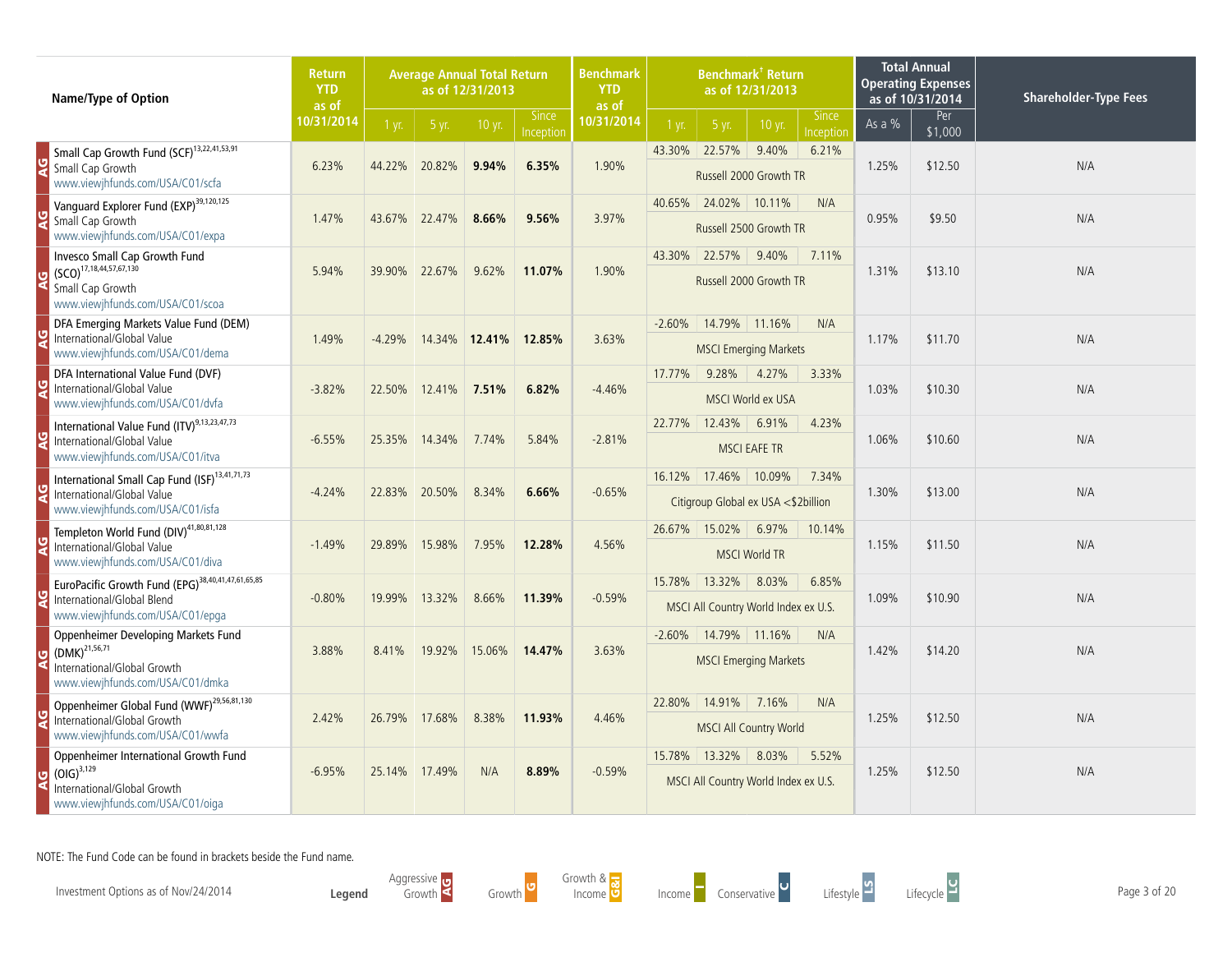| Name/Type of Option | Return YTD as of 10/31/2014 | Average Annual Total Return as of 12/31/2013 | | | | Benchmark YTD as of 10/31/2014 | Benchmark† Return as of 12/31/2013 | | | | Benchmark | Total Annual Operating Expenses as of 10/31/2014 | | Shareholder-Type Fees |
|---|---|---|---|---|---|---|---|---|---|---|---|---|---|---|
| | | 1 yr. | 5 yr. | 10 yr. | Since Inception | | 1 yr. | 5 yr. | 10 yr. | Since Inception | | As a % | Per $1,000 | |
| AG Small Cap Growth Fund (SCF)[13,22,41,53,91] Small Cap Growth www.viewjhfunds.com/USA/C01/scfa | 6.23% | 44.22% | 20.82% | **9.94%** | **6.35%** | 1.90% | 43.30% | 22.57% | 9.40% | 6.21% | Russell 2000 Growth TR | 1.25% | $12.50 | N/A |
| AG Vanguard Explorer Fund (EXP)[39,120,125] Small Cap Growth www.viewjhfunds.com/USA/C01/expa | 1.47% | 43.67% | 22.47% | **8.66%** | **9.56%** | 3.97% | 40.65% | 24.02% | 10.11% | N/A | Russell 2500 Growth TR | 0.95% | $9.50 | N/A |
| AG Invesco Small Cap Growth Fund (SCO)[17,18,44,57,67,130] Small Cap Growth www.viewjhfunds.com/USA/C01/scoa | 5.94% | 39.90% | 22.67% | 9.62% | **11.07%** | 1.90% | 43.30% | 22.57% | 9.40% | 7.11% | Russell 2000 Growth TR | 1.31% | $13.10 | N/A |
| AG DFA Emerging Markets Value Fund (DEM) International/Global Value www.viewjhfunds.com/USA/C01/dema | 1.49% | -4.29% | 14.34% | **12.41%** | **12.85%** | 3.63% | -2.60% | 14.79% | 11.16% | N/A | MSCI Emerging Markets | 1.17% | $11.70 | N/A |
| AG DFA International Value Fund (DVF) International/Global Value www.viewjhfunds.com/USA/C01/dvfa | -3.82% | 22.50% | 12.41% | **7.51%** | **6.82%** | -4.46% | 17.77% | 9.28% | 4.27% | 3.33% | MSCI World ex USA | 1.03% | $10.30 | N/A |
| AG International Value Fund (ITV)[9,13,23,47,73] International/Global Value www.viewjhfunds.com/USA/C01/itva | -6.55% | 25.35% | 14.34% | 7.74% | 5.84% | -2.81% | 22.77% | 12.43% | 6.91% | 4.23% | MSCI EAFE TR | 1.06% | $10.60 | N/A |
| AG International Small Cap Fund (ISF)[13,41,71,73] International/Global Value www.viewjhfunds.com/USA/C01/isfa | -4.24% | 22.83% | 20.50% | 8.34% | **6.66%** | -0.65% | 16.12% | 17.46% | 10.09% | 7.34% | Citigroup Global ex USA <$2billion | 1.30% | $13.00 | N/A |
| AG Templeton World Fund (DIV)[41,80,81,128] International/Global Value www.viewjhfunds.com/USA/C01/diva | -1.49% | 29.89% | 15.98% | 7.95% | **12.28%** | 4.56% | 26.67% | 15.02% | 6.97% | 10.14% | MSCI World TR | 1.15% | $11.50 | N/A |
| AG EuroPacific Growth Fund (EPG)[38,40,41,47,61,65,85] International/Global Blend www.viewjhfunds.com/USA/C01/epga | -0.80% | 19.99% | 13.32% | 8.66% | **11.39%** | -0.59% | 15.78% | 13.32% | 8.03% | 6.85% | MSCI All Country World Index ex U.S. | 1.09% | $10.90 | N/A |
| AG Oppenheimer Developing Markets Fund (DMK)[21,56,71] International/Global Growth www.viewjhfunds.com/USA/C01/dmka | 3.88% | 8.41% | 19.92% | 15.06% | **14.47%** | 3.63% | -2.60% | 14.79% | 11.16% | N/A | MSCI Emerging Markets | 1.42% | $14.20 | N/A |
| AG Oppenheimer Global Fund (WWF)[29,56,81,130] International/Global Growth www.viewjhfunds.com/USA/C01/wwfa | 2.42% | 26.79% | 17.68% | 8.38% | **11.93%** | 4.46% | 22.80% | 14.91% | 7.16% | N/A | MSCI All Country World | 1.25% | $12.50 | N/A |
| AG Oppenheimer International Growth Fund (OIG)[3,129] International/Global Growth www.viewjhfunds.com/USA/C01/oiga | -6.95% | 25.14% | 17.49% | N/A | **8.89%** | -0.59% | 15.78% | 13.32% | 8.03% | 5.52% | MSCI All Country World Index ex U.S. | 1.25% | $12.50 | N/A |

NOTE: The Fund Code can be found in brackets beside the Fund name.

Investment Options as of Nov/24/2014

**Legend** Aggressive Growth AG | Growth G | Growth & Income G&I | Income I | Conservative C | Lifestyle LS | Lifecycle LC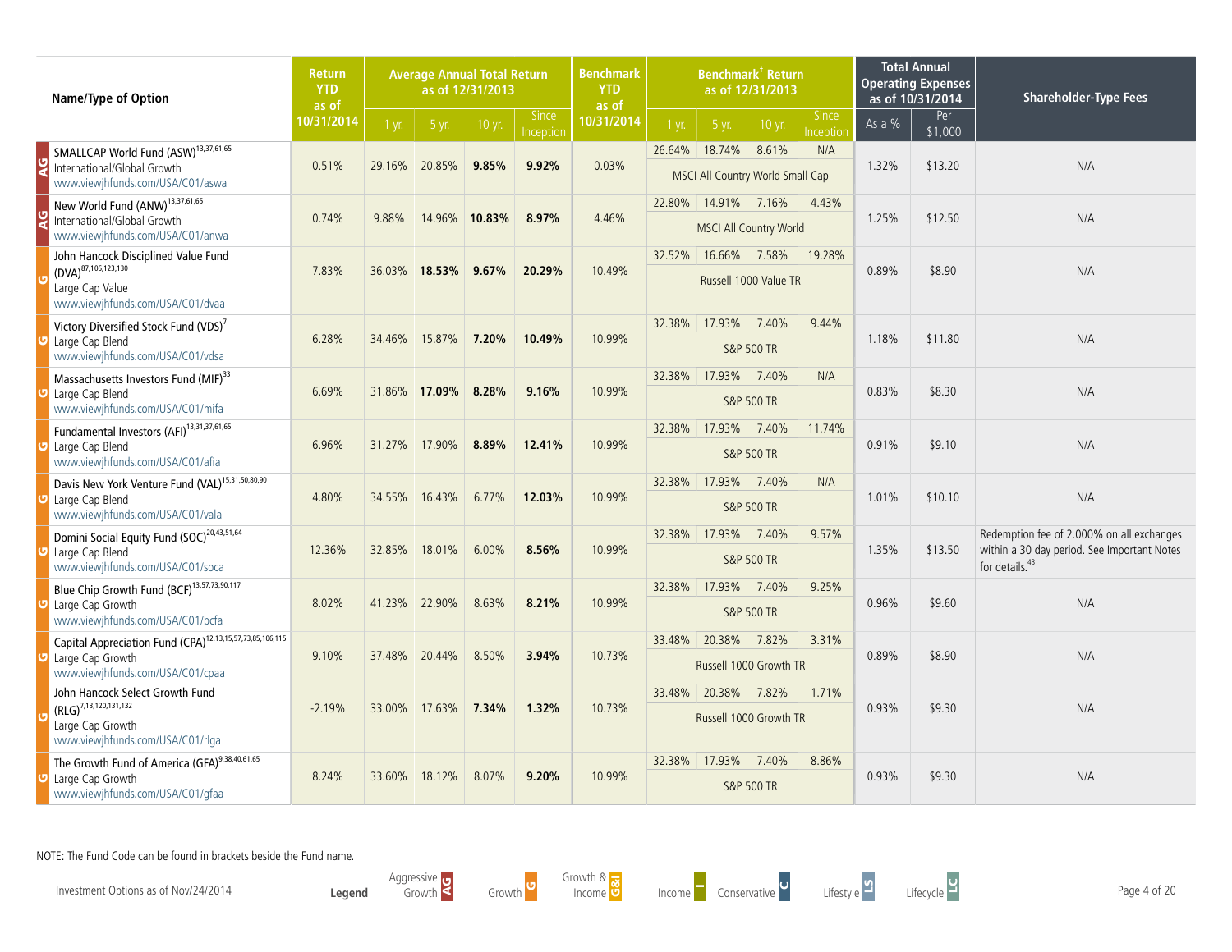| | Name/Type of Option | Return YTD as of 10/31/2014 | Average Annual Total Return as of 12/31/2013 | | | | Benchmark YTD as of 10/31/2014 | Benchmark† Return as of 12/31/2013 | | | | Total Annual Operating Expenses as of 10/31/2014 | | Shareholder-Type Fees |
|---|---|---|---|---|---|---|---|---|---|---|---|---|---|---|
| | | | 1 yr. | 5 yr. | 10 yr. | Since Inception | | 1 yr. | 5 yr. | 10 yr. | Since Inception | As a % | Per $1,000 | |
| AG | SMALLCAP World Fund (ASW)[13,37,61,65] International/Global Growth www.viewjhfunds.com/USA/C01/aswa | 0.51% | 29.16% | 20.85% | **9.85%** | **9.92%** | 0.03% | 26.64% | 18.74% | 8.61% | N/A | 1.32% | $13.20 | N/A |
| | | | | | | | | MSCI All Country World Small Cap | | | | | | |
| AG | New World Fund (ANW)[13,37,61,65] International/Global Growth www.viewjhfunds.com/USA/C01/anwa | 0.74% | 9.88% | 14.96% | **10.83%** | **8.97%** | 4.46% | 22.80% | 14.91% | 7.16% | 4.43% | 1.25% | $12.50 | N/A |
| | | | | | | | | MSCI All Country World | | | | | | |
| G | John Hancock Disciplined Value Fund (DVA)[87,106,123,130] Large Cap Value www.viewjhfunds.com/USA/C01/dvaa | 7.83% | 36.03% | **18.53%** | **9.67%** | **20.29%** | 10.49% | 32.52% | 16.66% | 7.58% | 19.28% | 0.89% | $8.90 | N/A |
| | | | | | | | | Russell 1000 Value TR | | | | | | |
| G | Victory Diversified Stock Fund (VDS)[7] Large Cap Blend www.viewjhfunds.com/USA/C01/vdsa | 6.28% | 34.46% | 15.87% | **7.20%** | **10.49%** | 10.99% | 32.38% | 17.93% | 7.40% | 9.44% | 1.18% | $11.80 | N/A |
| | | | | | | | | S&P 500 TR | | | | | | |
| G | Massachusetts Investors Fund (MIF)[33] Large Cap Blend www.viewjhfunds.com/USA/C01/mifa | 6.69% | 31.86% | **17.09%** | **8.28%** | **9.16%** | 10.99% | 32.38% | 17.93% | 7.40% | N/A | 0.83% | $8.30 | N/A |
| | | | | | | | | S&P 500 TR | | | | | | |
| G | Fundamental Investors (AFI)[13,31,37,61,65] Large Cap Blend www.viewjhfunds.com/USA/C01/afia | 6.96% | 31.27% | 17.90% | **8.89%** | **12.41%** | 10.99% | 32.38% | 17.93% | 7.40% | 11.74% | 0.91% | $9.10 | N/A |
| | | | | | | | | S&P 500 TR | | | | | | |
| G | Davis New York Venture Fund (VAL)[15,31,50,80,90] Large Cap Blend www.viewjhfunds.com/USA/C01/vala | 4.80% | 34.55% | 16.43% | 6.77% | **12.03%** | 10.99% | 32.38% | 17.93% | 7.40% | N/A | 1.01% | $10.10 | N/A |
| | | | | | | | | S&P 500 TR | | | | | | |
| G | Domini Social Equity Fund (SOC)[20,43,51,64] Large Cap Blend www.viewjhfunds.com/USA/C01/soca | 12.36% | 32.85% | 18.01% | 6.00% | **8.56%** | 10.99% | 32.38% | 17.93% | 7.40% | 9.57% | 1.35% | $13.50 | Redemption fee of 2.000% on all exchanges within a 30 day period. See Important Notes for details.[43] |
| | | | | | | | | S&P 500 TR | | | | | | |
| G | Blue Chip Growth Fund (BCF)[13,57,73,90,117] Large Cap Growth www.viewjhfunds.com/USA/C01/bcfa | 8.02% | 41.23% | 22.90% | 8.63% | **8.21%** | 10.99% | 32.38% | 17.93% | 7.40% | 9.25% | 0.96% | $9.60 | N/A |
| | | | | | | | | S&P 500 TR | | | | | | |
| G | Capital Appreciation Fund (CPA)[12,13,15,57,73,85,106,115] Large Cap Growth www.viewjhfunds.com/USA/C01/cpaa | 9.10% | 37.48% | 20.44% | 8.50% | **3.94%** | 10.73% | 33.48% | 20.38% | 7.82% | 3.31% | 0.89% | $8.90 | N/A |
| | | | | | | | | Russell 1000 Growth TR | | | | | | |
| G | John Hancock Select Growth Fund (RLG)[7,13,120,131,132] Large Cap Growth www.viewjhfunds.com/USA/C01/rlga | -2.19% | 33.00% | 17.63% | **7.34%** | **1.32%** | 10.73% | 33.48% | 20.38% | 7.82% | 1.71% | 0.93% | $9.30 | N/A |
| | | | | | | | | Russell 1000 Growth TR | | | | | | |
| G | The Growth Fund of America (GFA)[9,38,40,61,65] Large Cap Growth www.viewjhfunds.com/USA/C01/gfaa | 8.24% | 33.60% | 18.12% | 8.07% | **9.20%** | 10.99% | 32.38% | 17.93% | 7.40% | 8.86% | 0.93% | $9.30 | N/A |
| | | | | | | | | S&P 500 TR | | | | | | |

NOTE: The Fund Code can be found in brackets beside the Fund name.

Investment Options as of Nov/24/2014

**Legend** AG Aggressive Growth | G Growth | G&I Growth & Income | I Income | C Conservative | LS Lifestyle | LC Lifecycle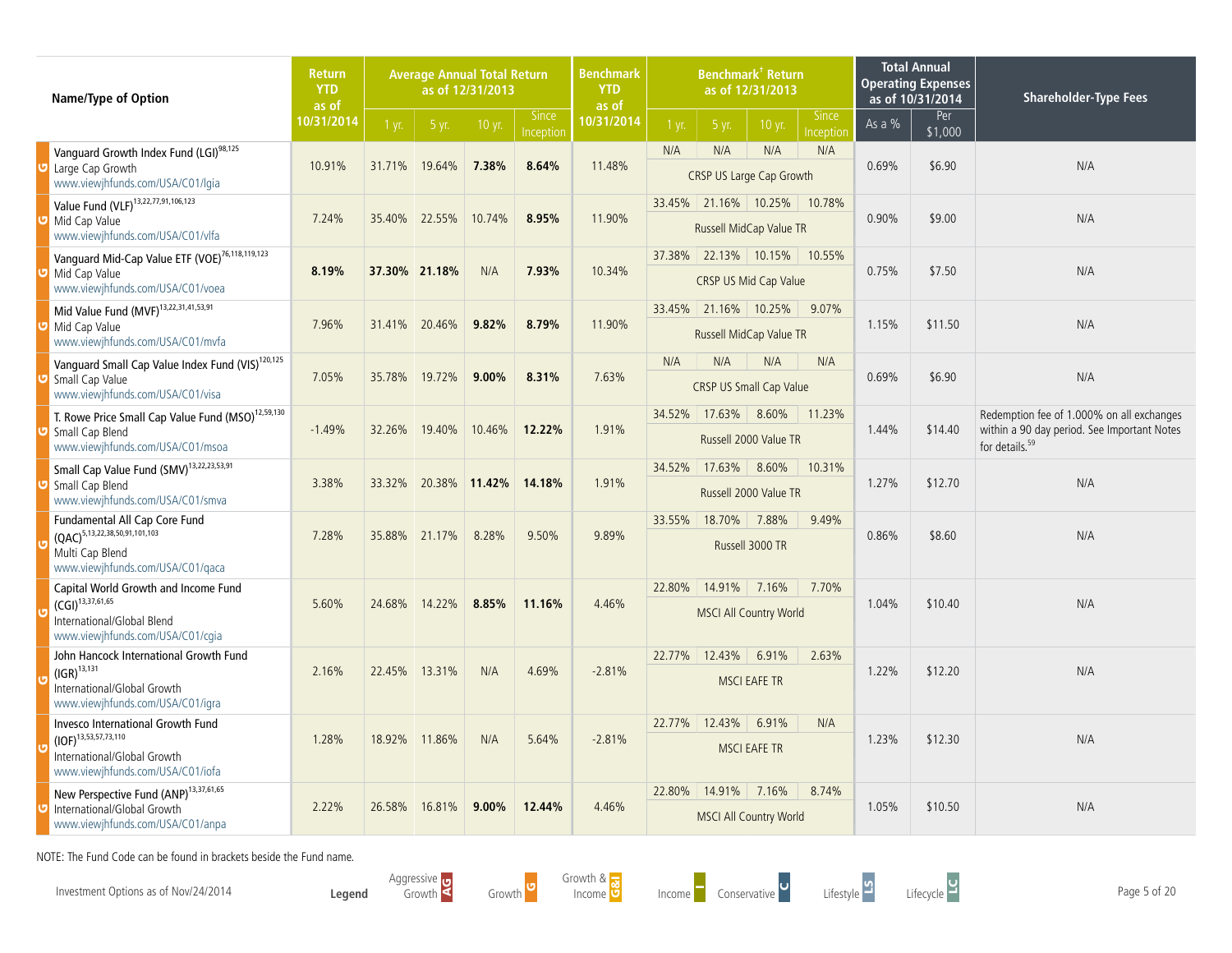| Name/Type of Option | Return YTD as of 10/31/2014 | Average Annual Total Return as of 12/31/2013 | | | | Benchmark YTD as of 10/31/2014 | Benchmark† Return as of 12/31/2013 | | | | Total Annual Operating Expenses as of 10/31/2014 | | Shareholder-Type Fees |
|---|---|---|---|---|---|---|---|---|---|---|---|---|---|
| | | 1 yr. | 5 yr. | 10 yr. | Since Inception | | 1 yr. | 5 yr. | 10 yr. | Since Inception | As a % | Per $1,000 | |
| G Vanguard Growth Index Fund (LGI)[98,125] Large Cap Growth www.viewjhfunds.com/USA/C01/lgia | 10.91% | 31.71% | 19.64% | **7.38%** | **8.64%** | 11.48% | N/A | N/A | N/A | N/A (CRSP US Large Cap Growth) | 0.69% | $6.90 | N/A |
| G Value Fund (VLF)[13,22,77,91,106,123] Mid Cap Value www.viewjhfunds.com/USA/C01/vlfa | 7.24% | 35.40% | 22.55% | 10.74% | **8.95%** | 11.90% | 33.45% | 21.16% | 10.25% | 10.78% (Russell MidCap Value TR) | 0.90% | $9.00 | N/A |
| G Vanguard Mid-Cap Value ETF (VOE)[76,118,119,123] Mid Cap Value www.viewjhfunds.com/USA/C01/voea | **8.19%** | **37.30%** | **21.18%** | N/A | **7.93%** | 10.34% | 37.38% | 22.13% | 10.15% | 10.55% (CRSP US Mid Cap Value) | 0.75% | $7.50 | N/A |
| G Mid Value Fund (MVF)[13,22,31,41,53,91] Mid Cap Value www.viewjhfunds.com/USA/C01/mvfa | 7.96% | 31.41% | 20.46% | **9.82%** | **8.79%** | 11.90% | 33.45% | 21.16% | 10.25% | 9.07% (Russell MidCap Value TR) | 1.15% | $11.50 | N/A |
| G Vanguard Small Cap Value Index Fund (VIS)[120,125] Small Cap Value www.viewjhfunds.com/USA/C01/visa | 7.05% | 35.78% | 19.72% | **9.00%** | **8.31%** | 7.63% | N/A | N/A | N/A | N/A (CRSP US Small Cap Value) | 0.69% | $6.90 | N/A |
| G T. Rowe Price Small Cap Value Fund (MSO)[12,59,130] Small Cap Blend www.viewjhfunds.com/USA/C01/msoa | -1.49% | 32.26% | 19.40% | 10.46% | **12.22%** | 1.91% | 34.52% | 17.63% | 8.60% | 11.23% (Russell 2000 Value TR) | 1.44% | $14.40 | Redemption fee of 1.000% on all exchanges within a 90 day period. See Important Notes for details.[59] |
| G Small Cap Value Fund (SMV)[13,22,23,53,91] Small Cap Blend www.viewjhfunds.com/USA/C01/smva | 3.38% | 33.32% | 20.38% | **11.42%** | **14.18%** | 1.91% | 34.52% | 17.63% | 8.60% | 10.31% (Russell 2000 Value TR) | 1.27% | $12.70 | N/A |
| G Fundamental All Cap Core Fund (QAC)[5,13,22,38,50,91,101,103] Multi Cap Blend www.viewjhfunds.com/USA/C01/qaca | 7.28% | 35.88% | 21.17% | 8.28% | 9.50% | 9.89% | 33.55% | 18.70% | 7.88% | 9.49% (Russell 3000 TR) | 0.86% | $8.60 | N/A |
| G Capital World Growth and Income Fund (CGI)[13,37,61,65] International/Global Blend www.viewjhfunds.com/USA/C01/cgia | 5.60% | 24.68% | 14.22% | **8.85%** | **11.16%** | 4.46% | 22.80% | 14.91% | 7.16% | 7.70% (MSCI All Country World) | 1.04% | $10.40 | N/A |
| G John Hancock International Growth Fund (IGR)[13,131] International/Global Growth www.viewjhfunds.com/USA/C01/igra | 2.16% | 22.45% | 13.31% | N/A | 4.69% | -2.81% | 22.77% | 12.43% | 6.91% | 2.63% (MSCI EAFE TR) | 1.22% | $12.20 | N/A |
| G Invesco International Growth Fund (IOF)[13,53,57,73,110] International/Global Growth www.viewjhfunds.com/USA/C01/iofa | 1.28% | 18.92% | 11.86% | N/A | 5.64% | -2.81% | 22.77% | 12.43% | 6.91% | N/A (MSCI EAFE TR) | 1.23% | $12.30 | N/A |
| G New Perspective Fund (ANP)[13,37,61,65] International/Global Growth www.viewjhfunds.com/USA/C01/anpa | 2.22% | 26.58% | 16.81% | **9.00%** | **12.44%** | 4.46% | 22.80% | 14.91% | 7.16% | 8.74% (MSCI All Country World) | 1.05% | $10.50 | N/A |

NOTE: The Fund Code can be found in brackets beside the Fund name.

Investment Options as of Nov/24/2014

**Legend**: Aggressive Growth (AG), Growth (G), Growth & Income (G&I), Income (I), Conservative (C), Lifestyle (LS), Lifecycle (LC)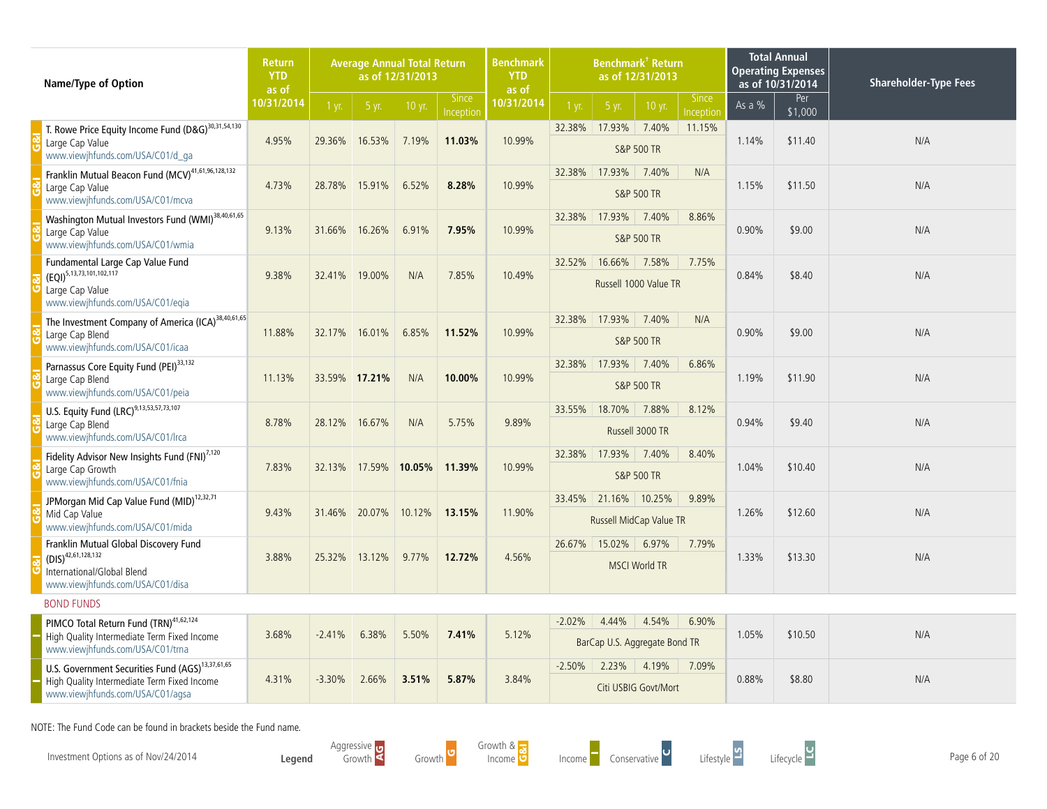| | Name/Type of Option | Return YTD as of 10/31/2014 | Average Annual Total Return as of 12/31/2013 | | | | Benchmark YTD as of 10/31/2014 | Benchmark† Return as of 12/31/2013 | | | | Total Annual Operating Expenses as of 10/31/2014 | | Shareholder-Type Fees |
|---|---|---|---|---|---|---|---|---|---|---|---|---|---|---|
| | | | 1 yr. | 5 yr. | 10 yr. | Since Inception | | 1 yr. | 5 yr. | 10 yr. | Since Inception | As a % | Per $1,000 | |
| G&I | T. Rowe Price Equity Income Fund (D&G)[30,31,54,130] Large Cap Value www.viewjhfunds.com/USA/C01/d_ga | 4.95% | 29.36% | 16.53% | 7.19% | **11.03%** | 10.99% | 32.38% | 17.93% | 7.40% | 11.15% | 1.14% | $11.40 | N/A |
| | | | | | | | | S&P 500 TR | | | | | | |
| G&I | Franklin Mutual Beacon Fund (MCV)[41,61,96,128,132] Large Cap Value www.viewjhfunds.com/USA/C01/mcva | 4.73% | 28.78% | 15.91% | 6.52% | **8.28%** | 10.99% | 32.38% | 17.93% | 7.40% | N/A | 1.15% | $11.50 | N/A |
| | | | | | | | | S&P 500 TR | | | | | | |
| G&I | Washington Mutual Investors Fund (WMI)[38,40,61,65] Large Cap Value www.viewjhfunds.com/USA/C01/wmia | 9.13% | 31.66% | 16.26% | 6.91% | **7.95%** | 10.99% | 32.38% | 17.93% | 7.40% | 8.86% | 0.90% | $9.00 | N/A |
| | | | | | | | | S&P 500 TR | | | | | | |
| G&I | Fundamental Large Cap Value Fund (EQI)[5,13,73,101,102,117] Large Cap Value www.viewjhfunds.com/USA/C01/eqia | 9.38% | 32.41% | 19.00% | N/A | 7.85% | 10.49% | 32.52% | 16.66% | 7.58% | 7.75% | 0.84% | $8.40 | N/A |
| | | | | | | | | Russell 1000 Value TR | | | | | | |
| G&I | The Investment Company of America (ICA)[38,40,61,65] Large Cap Blend www.viewjhfunds.com/USA/C01/icaa | 11.88% | 32.17% | 16.01% | 6.85% | **11.52%** | 10.99% | 32.38% | 17.93% | 7.40% | N/A | 0.90% | $9.00 | N/A |
| | | | | | | | | S&P 500 TR | | | | | | |
| G&I | Parnassus Core Equity Fund (PEI)[33,132] Large Cap Blend www.viewjhfunds.com/USA/C01/peia | 11.13% | 33.59% | **17.21%** | N/A | **10.00%** | 10.99% | 32.38% | 17.93% | 7.40% | 6.86% | 1.19% | $11.90 | N/A |
| | | | | | | | | S&P 500 TR | | | | | | |
| G&I | U.S. Equity Fund (LRC)[9,13,53,57,73,107] Large Cap Blend www.viewjhfunds.com/USA/C01/lrca | 8.78% | 28.12% | 16.67% | N/A | 5.75% | 9.89% | 33.55% | 18.70% | 7.88% | 8.12% | 0.94% | $9.40 | N/A |
| | | | | | | | | Russell 3000 TR | | | | | | |
| G&I | Fidelity Advisor New Insights Fund (FNI)[7,120] Large Cap Growth www.viewjhfunds.com/USA/C01/fnia | 7.83% | 32.13% | 17.59% | **10.05%** | **11.39%** | 10.99% | 32.38% | 17.93% | 7.40% | 8.40% | 1.04% | $10.40 | N/A |
| | | | | | | | | S&P 500 TR | | | | | | |
| G&I | JPMorgan Mid Cap Value Fund (MID)[12,32,71] Mid Cap Value www.viewjhfunds.com/USA/C01/mida | 9.43% | 31.46% | 20.07% | 10.12% | **13.15%** | 11.90% | 33.45% | 21.16% | 10.25% | 9.89% | 1.26% | $12.60 | N/A |
| | | | | | | | | Russell MidCap Value TR | | | | | | |
| G&I | Franklin Mutual Global Discovery Fund (DIS)[42,61,128,132] International/Global Blend www.viewjhfunds.com/USA/C01/disa | 3.88% | 25.32% | 13.12% | 9.77% | **12.72%** | 4.56% | 26.67% | 15.02% | 6.97% | 7.79% | 1.33% | $13.30 | N/A |
| | | | | | | | | MSCI World TR | | | | | | |
| | BOND FUNDS | | | | | | | | | | | | | |
| I | PIMCO Total Return Fund (TRN)[41,62,124] High Quality Intermediate Term Fixed Income www.viewjhfunds.com/USA/C01/trna | 3.68% | -2.41% | 6.38% | 5.50% | **7.41%** | 5.12% | -2.02% | 4.44% | 4.54% | 6.90% | 1.05% | $10.50 | N/A |
| | | | | | | | | BarCap U.S. Aggregate Bond TR | | | | | | |
| I | U.S. Government Securities Fund (AGS)[13,37,61,65] High Quality Intermediate Term Fixed Income www.viewjhfunds.com/USA/C01/agsa | 4.31% | -3.30% | 2.66% | **3.51%** | **5.87%** | 3.84% | -2.50% | 2.23% | 4.19% | 7.09% | 0.88% | $8.80 | N/A |
| | | | | | | | | Citi USBIG Govt/Mort | | | | | | |

NOTE: The Fund Code can be found in brackets beside the Fund name.

Investment Options as of Nov/24/2014

**Legend**: Aggressive Growth (AG), Growth (G), Growth & Income (G&I), Income (I), Conservative (C), Lifestyle (LS), Lifecycle (LC)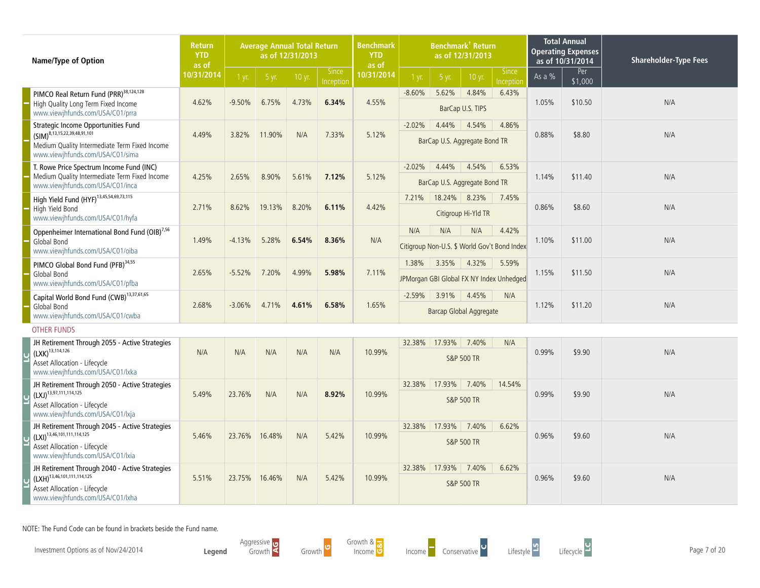| Name/Type of Option | Return YTD as of 10/31/2014 | Average Annual Total Return as of 12/31/2013 | | | | Benchmark YTD as of 10/31/2014 | Benchmark† Return as of 12/31/2013 | | | | Benchmark | Total Annual Operating Expenses as of 10/31/2014 | | Shareholder-Type Fees |
|---|---|---|---|---|---|---|---|---|---|---|---|---|---|---|
| | | 1 yr. | 5 yr. | 10 yr. | Since Inception | | 1 yr. | 5 yr. | 10 yr. | Since Inception | | As a % | Per $1,000 | |
| I — PIMCO Real Return Fund (PRR)[38,124,128] High Quality Long Term Fixed Income www.viewjhfunds.com/USA/C01/prra | 4.62% | -9.50% | 6.75% | 4.73% | **6.34%** | 4.55% | -8.60% | 5.62% | 4.84% | 6.43% | BarCap U.S. TIPS | 1.05% | $10.50 | N/A |
| I — Strategic Income Opportunities Fund (SIM)[8,13,15,22,39,48,91,101] Medium Quality Intermediate Term Fixed Income www.viewjhfunds.com/USA/C01/sima | 4.49% | 3.82% | 11.90% | N/A | 7.33% | 5.12% | -2.02% | 4.44% | 4.54% | 4.86% | BarCap U.S. Aggregate Bond TR | 0.88% | $8.80 | N/A |
| I — T. Rowe Price Spectrum Income Fund (INC) Medium Quality Intermediate Term Fixed Income www.viewjhfunds.com/USA/C01/inca | 4.25% | 2.65% | 8.90% | 5.61% | **7.12%** | 5.12% | -2.02% | 4.44% | 4.54% | 6.53% | BarCap U.S. Aggregate Bond TR | 1.14% | $11.40 | N/A |
| I — High Yield Fund (HYF)[13,45,54,69,73,115] High Yield Bond www.viewjhfunds.com/USA/C01/hyfa | 2.71% | 8.62% | 19.13% | 8.20% | **6.11%** | 4.42% | 7.21% | 18.24% | 8.23% | 7.45% | Citigroup Hi-Yld TR | 0.86% | $8.60 | N/A |
| I — Oppenheimer International Bond Fund (OIB)[7,56] Global Bond www.viewjhfunds.com/USA/C01/oiba | 1.49% | -4.13% | 5.28% | **6.54%** | **8.36%** | N/A | N/A | N/A | N/A | 4.42% | Citigroup Non-U.S. $ World Gov't Bond Index | 1.10% | $11.00 | N/A |
| I — PIMCO Global Bond Fund (PFB)[34,55] Global Bond www.viewjhfunds.com/USA/C01/pfba | 2.65% | -5.52% | 7.20% | 4.99% | **5.98%** | 7.11% | 1.38% | 3.35% | 4.32% | 5.59% | JPMorgan GBI Global FX NY Index Unhedged | 1.15% | $11.50 | N/A |
| I — Capital World Bond Fund (CWB)[13,37,61,65] Global Bond www.viewjhfunds.com/USA/C01/cwba | 2.68% | -3.06% | 4.71% | **4.61%** | **6.58%** | 1.65% | -2.59% | 3.91% | 4.45% | N/A | Barcap Global Aggregate | 1.12% | $11.20 | N/A |
| **OTHER FUNDS** | | | | | | | | | | | | | | |
| LC — JH Retirement Through 2055 - Active Strategies (LXK)[13,114,126] Asset Allocation - Lifecycle www.viewjhfunds.com/USA/C01/lxka | N/A | N/A | N/A | N/A | N/A | 10.99% | 32.38% | 17.93% | 7.40% | N/A | S&P 500 TR | 0.99% | $9.90 | N/A |
| LC — JH Retirement Through 2050 - Active Strategies (LXJ)[13,97,111,114,125] Asset Allocation - Lifecycle www.viewjhfunds.com/USA/C01/lxja | 5.49% | 23.76% | N/A | N/A | **8.92%** | 10.99% | 32.38% | 17.93% | 7.40% | 14.54% | S&P 500 TR | 0.99% | $9.90 | N/A |
| LC — JH Retirement Through 2045 - Active Strategies (LXI)[13,46,101,111,114,125] Asset Allocation - Lifecycle www.viewjhfunds.com/USA/C01/lxia | 5.46% | 23.76% | 16.48% | N/A | 5.42% | 10.99% | 32.38% | 17.93% | 7.40% | 6.62% | S&P 500 TR | 0.96% | $9.60 | N/A |
| LC — JH Retirement Through 2040 - Active Strategies (LXH)[13,46,101,111,114,125] Asset Allocation - Lifecycle www.viewjhfunds.com/USA/C01/lxha | 5.51% | 23.75% | 16.46% | N/A | 5.42% | 10.99% | 32.38% | 17.93% | 7.40% | 6.62% | S&P 500 TR | 0.96% | $9.60 | N/A |

NOTE: The Fund Code can be found in brackets beside the Fund name.

Investment Options as of Nov/24/2014

**Legend**: Aggressive Growth (AG), Growth (G), Growth & Income (G&I), Income (I), Conservative (C), Lifestyle (LS), Lifecycle (LC)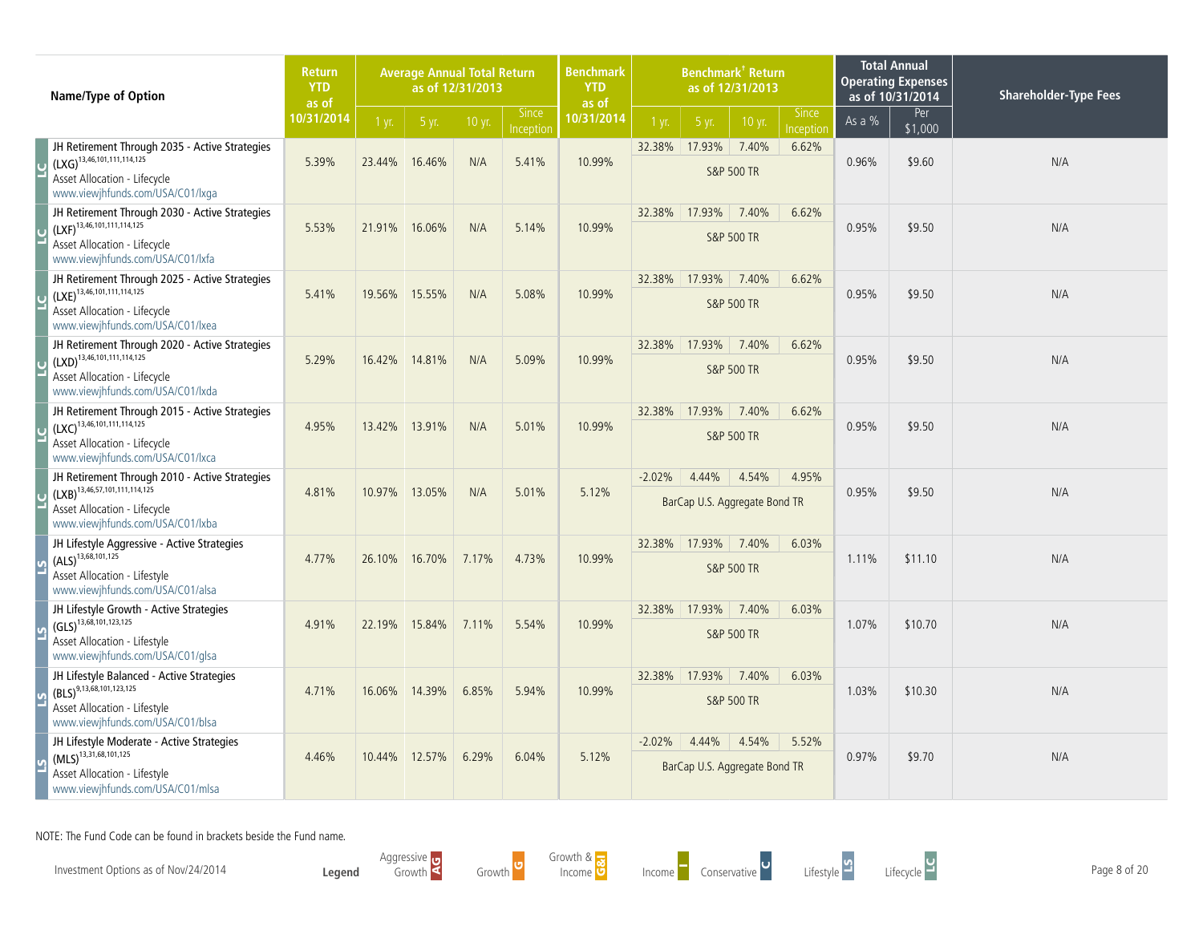| Name/Type of Option | Return YTD as of 10/31/2014 | Average Annual Total Return as of 12/31/2013 | | | | Benchmark YTD as of 10/31/2014 | Benchmark[†] Return as of 12/31/2013 | | | | Benchmark | Total Annual Operating Expenses as of 10/31/2014 | | Shareholder-Type Fees |
|---|---|---|---|---|---|---|---|---|---|---|---|---|---|---|
| | | 1 yr. | 5 yr. | 10 yr. | Since Inception | | 1 yr. | 5 yr. | 10 yr. | Since Inception | | As a % | Per $1,000 | |
| LC JH Retirement Through 2035 - Active Strategies (LXG)[13,46,101,111,114,125] Asset Allocation - Lifecycle www.viewjhfunds.com/USA/C01/lxga | 5.39% | 23.44% | 16.46% | N/A | 5.41% | 10.99% | 32.38% | 17.93% | 7.40% | 6.62% | S&P 500 TR | 0.96% | $9.60 | N/A |
| LC JH Retirement Through 2030 - Active Strategies (LXF)[13,46,101,111,114,125] Asset Allocation - Lifecycle www.viewjhfunds.com/USA/C01/lxfa | 5.53% | 21.91% | 16.06% | N/A | 5.14% | 10.99% | 32.38% | 17.93% | 7.40% | 6.62% | S&P 500 TR | 0.95% | $9.50 | N/A |
| LC JH Retirement Through 2025 - Active Strategies (LXE)[13,46,101,111,114,125] Asset Allocation - Lifecycle www.viewjhfunds.com/USA/C01/lxea | 5.41% | 19.56% | 15.55% | N/A | 5.08% | 10.99% | 32.38% | 17.93% | 7.40% | 6.62% | S&P 500 TR | 0.95% | $9.50 | N/A |
| LC JH Retirement Through 2020 - Active Strategies (LXD)[13,46,101,111,114,125] Asset Allocation - Lifecycle www.viewjhfunds.com/USA/C01/lxda | 5.29% | 16.42% | 14.81% | N/A | 5.09% | 10.99% | 32.38% | 17.93% | 7.40% | 6.62% | S&P 500 TR | 0.95% | $9.50 | N/A |
| LC JH Retirement Through 2015 - Active Strategies (LXC)[13,46,101,111,114,125] Asset Allocation - Lifecycle www.viewjhfunds.com/USA/C01/lxca | 4.95% | 13.42% | 13.91% | N/A | 5.01% | 10.99% | 32.38% | 17.93% | 7.40% | 6.62% | S&P 500 TR | 0.95% | $9.50 | N/A |
| LC JH Retirement Through 2010 - Active Strategies (LXB)[13,46,57,101,111,114,125] Asset Allocation - Lifecycle www.viewjhfunds.com/USA/C01/lxba | 4.81% | 10.97% | 13.05% | N/A | 5.01% | 5.12% | -2.02% | 4.44% | 4.54% | 4.95% | BarCap U.S. Aggregate Bond TR | 0.95% | $9.50 | N/A |
| LS JH Lifestyle Aggressive - Active Strategies (ALS)[13,68,101,125] Asset Allocation - Lifestyle www.viewjhfunds.com/USA/C01/alsa | 4.77% | 26.10% | 16.70% | 7.17% | 4.73% | 10.99% | 32.38% | 17.93% | 7.40% | 6.03% | S&P 500 TR | 1.11% | $11.10 | N/A |
| LS JH Lifestyle Growth - Active Strategies (GLS)[13,68,101,123,125] Asset Allocation - Lifestyle www.viewjhfunds.com/USA/C01/glsa | 4.91% | 22.19% | 15.84% | 7.11% | 5.54% | 10.99% | 32.38% | 17.93% | 7.40% | 6.03% | S&P 500 TR | 1.07% | $10.70 | N/A |
| LS JH Lifestyle Balanced - Active Strategies (BLS)[9,13,68,101,123,125] Asset Allocation - Lifestyle www.viewjhfunds.com/USA/C01/blsa | 4.71% | 16.06% | 14.39% | 6.85% | 5.94% | 10.99% | 32.38% | 17.93% | 7.40% | 6.03% | S&P 500 TR | 1.03% | $10.30 | N/A |
| LS JH Lifestyle Moderate - Active Strategies (MLS)[13,31,68,101,125] Asset Allocation - Lifestyle www.viewjhfunds.com/USA/C01/mlsa | 4.46% | 10.44% | 12.57% | 6.29% | 6.04% | 5.12% | -2.02% | 4.44% | 4.54% | 5.52% | BarCap U.S. Aggregate Bond TR | 0.97% | $9.70 | N/A |

NOTE: The Fund Code can be found in brackets beside the Fund name.

Investment Options as of Nov/24/2014

**Legend** Aggressive Growth AG | Growth G | Growth & Income G&I | Income I | Conservative C | Lifestyle LS | Lifecycle LC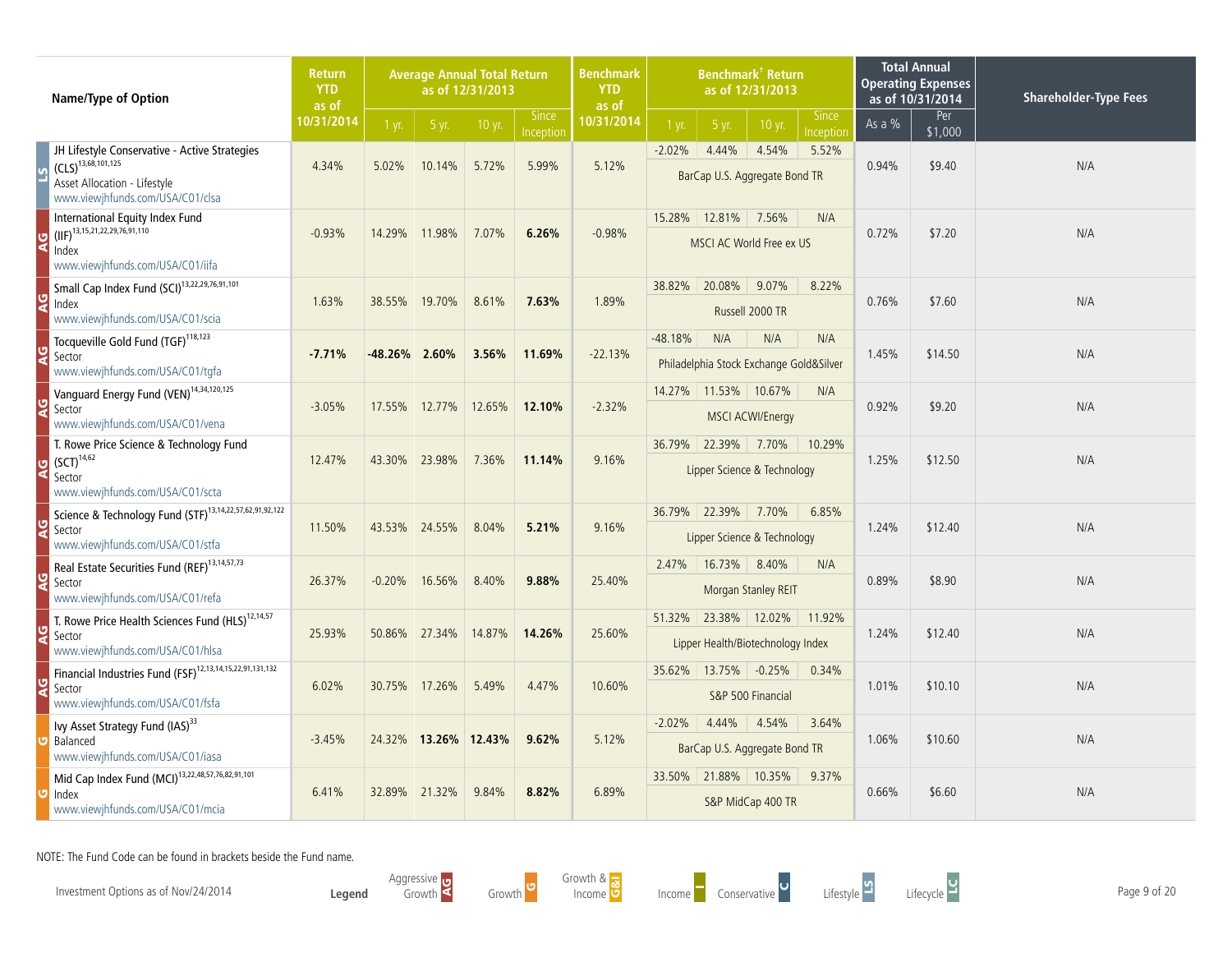| | Name/Type of Option | Return YTD as of 10/31/2014 | Average Annual Total Return as of 12/31/2013 | | | | Benchmark YTD as of 10/31/2014 | Benchmark† Return as of 12/31/2013 | | | | Benchmark Name | Total Annual Operating Expenses as of 10/31/2014 | | Shareholder-Type Fees |
|---|---|---|---|---|---|---|---|---|---|---|---|---|---|---|---|
| | | | 1 yr. | 5 yr. | 10 yr. | Since Inception | | 1 yr. | 5 yr. | 10 yr. | Since Inception | | As a % | Per $1,000 | |
| LS | JH Lifestyle Conservative - Active Strategies (CLS)[13,68,101,125] Asset Allocation - Lifestyle www.viewjhfunds.com/USA/C01/clsa | 4.34% | 5.02% | 10.14% | 5.72% | 5.99% | 5.12% | -2.02% | 4.44% | 4.54% | 5.52% | BarCap U.S. Aggregate Bond TR | 0.94% | $9.40 | N/A |
| AG | International Equity Index Fund (IIF)[13,15,21,22,29,76,91,110] Index www.viewjhfunds.com/USA/C01/iifa | -0.93% | 14.29% | 11.98% | 7.07% | **6.26%** | -0.98% | 15.28% | 12.81% | 7.56% | N/A | MSCI AC World Free ex US | 0.72% | $7.20 | N/A |
| AG | Small Cap Index Fund (SCI)[13,22,29,76,91,101] Index www.viewjhfunds.com/USA/C01/scia | 1.63% | 38.55% | 19.70% | 8.61% | **7.63%** | 1.89% | 38.82% | 20.08% | 9.07% | 8.22% | Russell 2000 TR | 0.76% | $7.60 | N/A |
| AG | Tocqueville Gold Fund (TGF)[118,123] Sector www.viewjhfunds.com/USA/C01/tgfa | **-7.71%** | **-48.26%** | **2.60%** | **3.56%** | **11.69%** | -22.13% | -48.18% | N/A | N/A | N/A | Philadelphia Stock Exchange Gold&Silver | 1.45% | $14.50 | N/A |
| AG | Vanguard Energy Fund (VEN)[14,34,120,125] Sector www.viewjhfunds.com/USA/C01/vena | -3.05% | 17.55% | 12.77% | 12.65% | **12.10%** | -2.32% | 14.27% | 11.53% | 10.67% | N/A | MSCI ACWI/Energy | 0.92% | $9.20 | N/A |
| AG | T. Rowe Price Science & Technology Fund (SCT)[14,62] Sector www.viewjhfunds.com/USA/C01/scta | 12.47% | 43.30% | 23.98% | 7.36% | **11.14%** | 9.16% | 36.79% | 22.39% | 7.70% | 10.29% | Lipper Science & Technology | 1.25% | $12.50 | N/A |
| AG | Science & Technology Fund (STF)[13,14,22,57,62,91,92,122] Sector www.viewjhfunds.com/USA/C01/stfa | 11.50% | 43.53% | 24.55% | 8.04% | **5.21%** | 9.16% | 36.79% | 22.39% | 7.70% | 6.85% | Lipper Science & Technology | 1.24% | $12.40 | N/A |
| AG | Real Estate Securities Fund (REF)[13,14,57,73] Sector www.viewjhfunds.com/USA/C01/refa | 26.37% | -0.20% | 16.56% | 8.40% | **9.88%** | 25.40% | 2.47% | 16.73% | 8.40% | N/A | Morgan Stanley REIT | 0.89% | $8.90 | N/A |
| AG | T. Rowe Price Health Sciences Fund (HLS)[12,14,57] Sector www.viewjhfunds.com/USA/C01/hlsa | 25.93% | 50.86% | 27.34% | 14.87% | **14.26%** | 25.60% | 51.32% | 23.38% | 12.02% | 11.92% | Lipper Health/Biotechnology Index | 1.24% | $12.40 | N/A |
| AG | Financial Industries Fund (FSF)[12,13,14,15,22,91,131,132] Sector www.viewjhfunds.com/USA/C01/fsfa | 6.02% | 30.75% | 17.26% | 5.49% | 4.47% | 10.60% | 35.62% | 13.75% | -0.25% | 0.34% | S&P 500 Financial | 1.01% | $10.10 | N/A |
| G | Ivy Asset Strategy Fund (IAS)[33] Balanced www.viewjhfunds.com/USA/C01/iasa | -3.45% | 24.32% | **13.26%** | **12.43%** | **9.62%** | 5.12% | -2.02% | 4.44% | 4.54% | 3.64% | BarCap U.S. Aggregate Bond TR | 1.06% | $10.60 | N/A |
| G | Mid Cap Index Fund (MCI)[13,22,48,57,76,82,91,101] Index www.viewjhfunds.com/USA/C01/mcia | 6.41% | 32.89% | 21.32% | 9.84% | **8.82%** | 6.89% | 33.50% | 21.88% | 10.35% | 9.37% | S&P MidCap 400 TR | 0.66% | $6.60 | N/A |

NOTE: The Fund Code can be found in brackets beside the Fund name.

Investment Options as of Nov/24/2014

**Legend**: Aggressive Growth (AG), Growth (G), Growth & Income (G&I), Income (I), Conservative (C), Lifestyle (LS), Lifecycle (LC)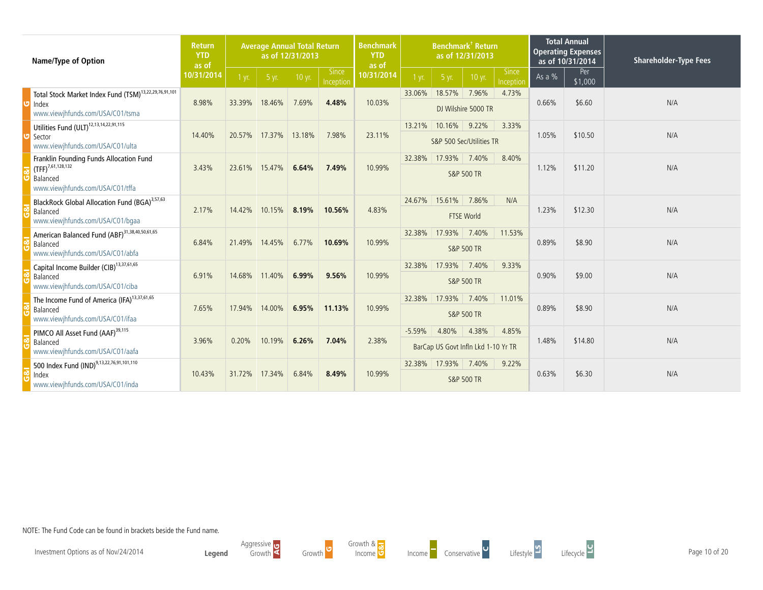| Name/Type of Option | Return YTD as of 10/31/2014 | Average Annual Total Return as of 12/31/2013 | | | | Benchmark YTD as of 10/31/2014 | Benchmark† Return as of 12/31/2013 | | | | Benchmark | Total Annual Operating Expenses as of 10/31/2014 | | Shareholder-Type Fees |
|---|---|---|---|---|---|---|---|---|---|---|---|---|---|---|
| | | 1 yr. | 5 yr. | 10 yr. | Since Inception | | 1 yr. | 5 yr. | 10 yr. | Since Inception | | As a % | Per $1,000 | |
| G — Total Stock Market Index Fund (TSM)[13,22,29,76,91,101] Index www.viewjhfunds.com/USA/C01/tsma | 8.98% | 33.39% | 18.46% | 7.69% | **4.48%** | 10.03% | 33.06% | 18.57% | 7.96% | 4.73% | DJ Wilshire 5000 TR | 0.66% | $6.60 | N/A |
| G — Utilities Fund (ULT)[12,13,14,22,91,115] Sector www.viewjhfunds.com/USA/C01/ulta | 14.40% | 20.57% | 17.37% | 13.18% | 7.98% | 23.11% | 13.21% | 10.16% | 9.22% | 3.33% | S&P 500 Sec/Utilities TR | 1.05% | $10.50 | N/A |
| G&I — Franklin Founding Funds Allocation Fund (TFF)[7,61,128,132] Balanced www.viewjhfunds.com/USA/C01/tffa | 3.43% | 23.61% | 15.47% | **6.64%** | **7.49%** | 10.99% | 32.38% | 17.93% | 7.40% | 8.40% | S&P 500 TR | 1.12% | $11.20 | N/A |
| G&I — BlackRock Global Allocation Fund (BGA)[3,57,63] Balanced www.viewjhfunds.com/USA/C01/bgaa | 2.17% | 14.42% | 10.15% | **8.19%** | **10.56%** | 4.83% | 24.67% | 15.61% | 7.86% | N/A | FTSE World | 1.23% | $12.30 | N/A |
| G&I — American Balanced Fund (ABF)[31,38,40,50,61,65] Balanced www.viewjhfunds.com/USA/C01/abfa | 6.84% | 21.49% | 14.45% | 6.77% | **10.69%** | 10.99% | 32.38% | 17.93% | 7.40% | 11.53% | S&P 500 TR | 0.89% | $8.90 | N/A |
| G&I — Capital Income Builder (CIB)[13,37,61,65] Balanced www.viewjhfunds.com/USA/C01/ciba | 6.91% | 14.68% | 11.40% | **6.99%** | **9.56%** | 10.99% | 32.38% | 17.93% | 7.40% | 9.33% | S&P 500 TR | 0.90% | $9.00 | N/A |
| G&I — The Income Fund of America (IFA)[13,37,61,65] Balanced www.viewjhfunds.com/USA/C01/ifaa | 7.65% | 17.94% | 14.00% | **6.95%** | **11.13%** | 10.99% | 32.38% | 17.93% | 7.40% | 11.01% | S&P 500 TR | 0.89% | $8.90 | N/A |
| G&I — PIMCO All Asset Fund (AAF)[39,115] Balanced www.viewjhfunds.com/USA/C01/aafa | 3.96% | 0.20% | 10.19% | **6.26%** | **7.04%** | 2.38% | -5.59% | 4.80% | 4.38% | 4.85% | BarCap US Govt Infln Lkd 1-10 Yr TR | 1.48% | $14.80 | N/A |
| G&I — 500 Index Fund (IND)[9,13,22,76,91,101,110] Index www.viewjhfunds.com/USA/C01/inda | 10.43% | 31.72% | 17.34% | 6.84% | **8.49%** | 10.99% | 32.38% | 17.93% | 7.40% | 9.22% | S&P 500 TR | 0.63% | $6.30 | N/A |

NOTE: The Fund Code can be found in brackets beside the Fund name.

Investment Options as of Nov/24/2014

**Legend**: Aggressive Growth (AG), Growth (G), Growth & Income (G&I), Income (I), Conservative (C), Lifestyle (LS), Lifecycle (LC)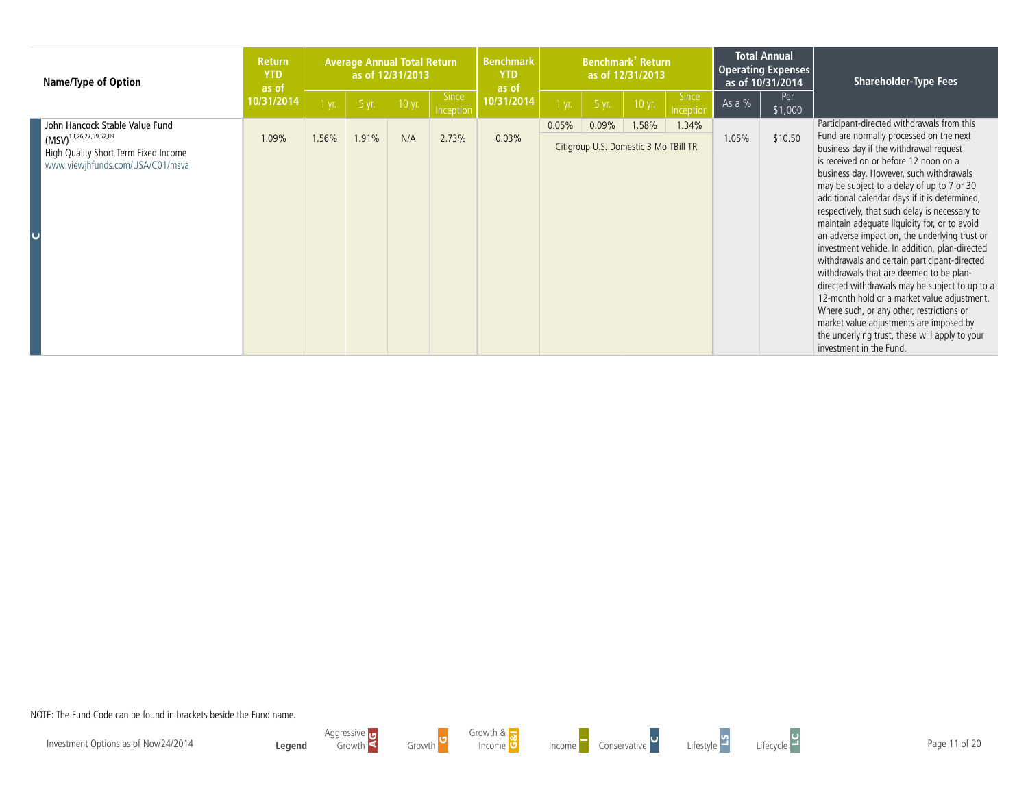| Name/Type of Option | Return YTD as of 10/31/2014 | Average Annual Total Return as of 12/31/2013 | | | | Benchmark YTD as of 10/31/2014 | Benchmark† Return as of 12/31/2013 | | | | Total Annual Operating Expenses as of 10/31/2014 | | Shareholder-Type Fees |
|---|---|---|---|---|---|---|---|---|---|---|---|---|---|
| | | 1 yr. | 5 yr. | 10 yr. | Since Inception | | 1 yr. | 5 yr. | 10 yr. | Since Inception | As a % | Per $1,000 | |
| C — John Hancock Stable Value Fund (MSV)[13,26,27,39,52,89]<br>High Quality Short Term Fixed Income<br>www.viewjhfunds.com/USA/C01/msva | 1.09% | 1.56% | 1.91% | N/A | 2.73% | 0.03% | 0.05% | 0.09% | 1.58% | 1.34% | 1.05% | $10.50 | Participant-directed withdrawals from this Fund are normally processed on the next business day if the withdrawal request is received on or before 12 noon on a business day. However, such withdrawals may be subject to a delay of up to 7 or 30 additional calendar days if it is determined, respectively, that such delay is necessary to maintain adequate liquidity for, or to avoid an adverse impact on, the underlying trust or investment vehicle. In addition, plan-directed withdrawals and certain participant-directed withdrawals that are deemed to be plan-directed withdrawals may be subject to up to a 12-month hold or a market value adjustment. Where such, or any other, restrictions or market value adjustments are imposed by the underlying trust, these will apply to your investment in the Fund. |
| | | | | | | | Citigroup U.S. Domestic 3 Mo TBill TR | | | | | | |

NOTE: The Fund Code can be found in brackets beside the Fund name.

Investment Options as of Nov/24/2014

**Legend** Aggressive Growth AG | Growth G | Growth & Income G&I | Income I | Conservative C | Lifestyle LS | Lifecycle LC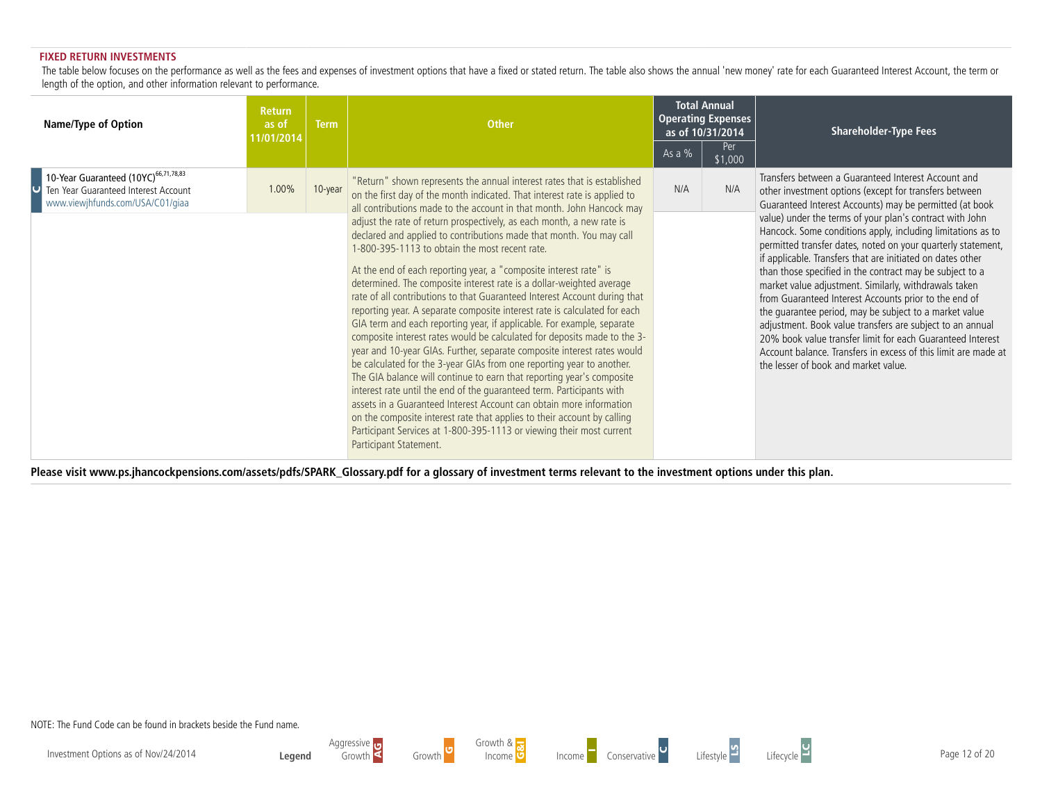## FIXED RETURN INVESTMENTS

The table below focuses on the performance as well as the fees and expenses of investment options that have a fixed or stated return. The table also shows the annual 'new money' rate for each Guaranteed Interest Account, the term or length of the option, and other information relevant to performance.

| Name/Type of Option | Return as of 11/01/2014 | Term | Other | Total Annual Operating Expenses as of 10/31/2014 | | Shareholder-Type Fees |
|---|---|---|---|---|---|---|
| | | | | As a % | Per $1,000 | |
| C 10-Year Guaranteed (10YC)[66,71,78,83] Ten Year Guaranteed Interest Account www.viewjhfunds.com/USA/C01/giaa | 1.00% | 10-year | "Return" shown represents the annual interest rates that is established on the first day of the month indicated. That interest rate is applied to all contributions made to the account in that month. John Hancock may adjust the rate of return prospectively, as each month, a new rate is declared and applied to contributions made that month. You may call 1-800-395-1113 to obtain the most recent rate.<br><br>At the end of each reporting year, a "composite interest rate" is determined. The composite interest rate is a dollar-weighted average rate of all contributions to that Guaranteed Interest Account during that reporting year. A separate composite interest rate is calculated for each GIA term and each reporting year, if applicable. For example, separate composite interest rates would be calculated for deposits made to the 3-year and 10-year GIAs. Further, separate composite interest rates would be calculated for the 3-year GIAs from one reporting year to another. The GIA balance will continue to earn that reporting year's composite interest rate until the end of the guaranteed term. Participants with assets in a Guaranteed Interest Account can obtain more information on the composite interest rate that applies to their account by calling Participant Services at 1-800-395-1113 or viewing their most current Participant Statement. | N/A | N/A | Transfers between a Guaranteed Interest Account and other investment options (except for transfers between Guaranteed Interest Accounts) may be permitted (at book value) under the terms of your plan's contract with John Hancock. Some conditions apply, including limitations as to permitted transfer dates, noted on your quarterly statement, if applicable. Transfers that are initiated on dates other than those specified in the contract may be subject to a market value adjustment. Similarly, withdrawals taken from Guaranteed Interest Accounts prior to the end of the guarantee period, may be subject to a market value adjustment. Book value transfers are subject to an annual 20% book value transfer limit for each Guaranteed Interest Account balance. Transfers in excess of this limit are made at the lesser of book and market value. |

**Please visit www.ps.jhancockpensions.com/assets/pdfs/SPARK_Glossary.pdf for a glossary of investment terms relevant to the investment options under this plan.**

NOTE: The Fund Code can be found in brackets beside the Fund name.

Investment Options as of Nov/24/2014

**Legend** Aggressive Growth AG | Growth G | Growth & Income G&I | Income I | Conservative C | Lifestyle LS | Lifecycle LC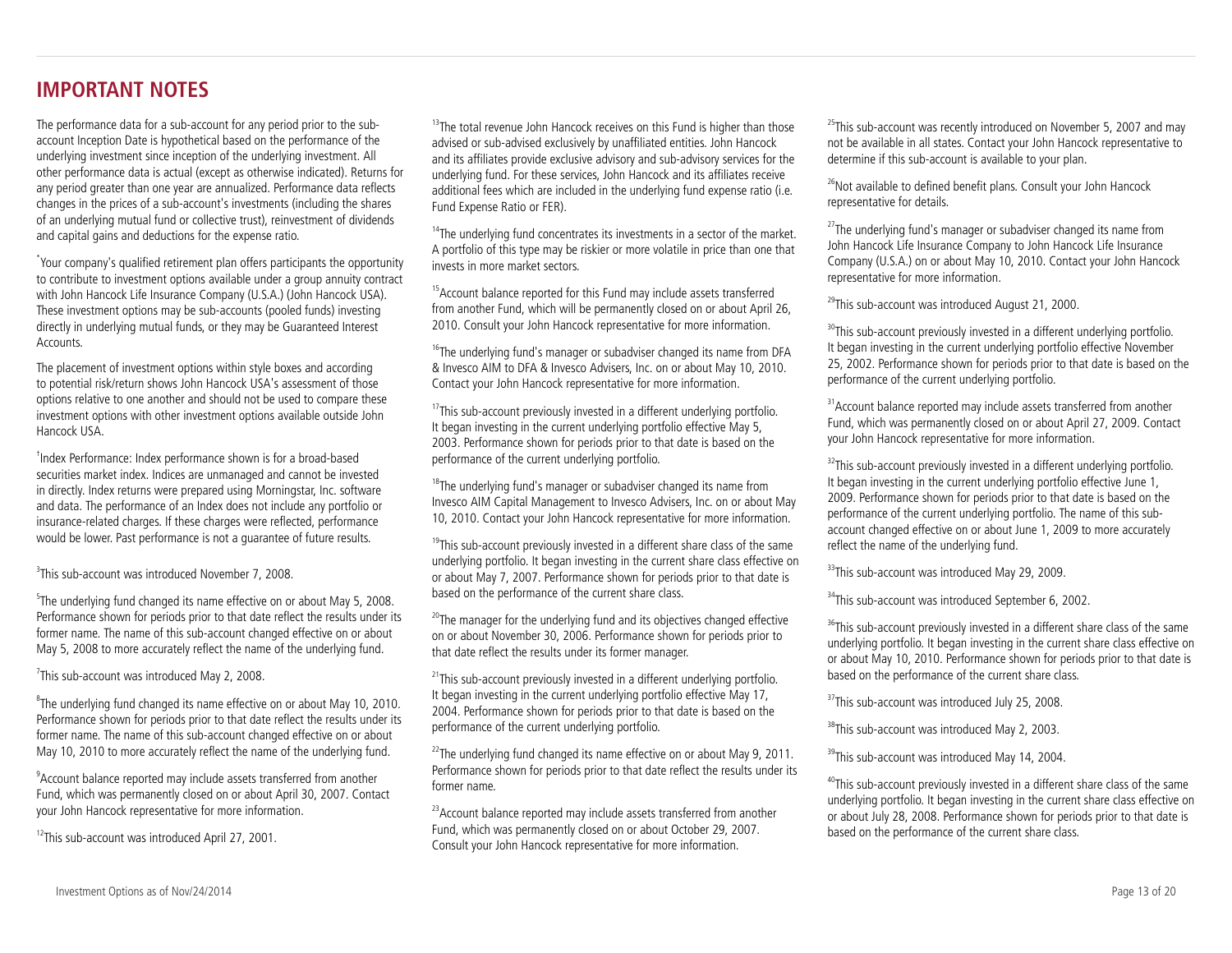## IMPORTANT NOTES

The performance data for a sub-account for any period prior to the sub-account Inception Date is hypothetical based on the performance of the underlying investment since inception of the underlying investment. All other performance data is actual (except as otherwise indicated). Returns for any period greater than one year are annualized. Performance data reflects changes in the prices of a sub-account's investments (including the shares of an underlying mutual fund or collective trust), reinvestment of dividends and capital gains and deductions for the expense ratio.

*Your company's qualified retirement plan offers participants the opportunity to contribute to investment options available under a group annuity contract with John Hancock Life Insurance Company (U.S.A.) (John Hancock USA). These investment options may be sub-accounts (pooled funds) investing directly in underlying mutual funds, or they may be Guaranteed Interest Accounts.

The placement of investment options within style boxes and according to potential risk/return shows John Hancock USA's assessment of those options relative to one another and should not be used to compare these investment options with other investment options available outside John Hancock USA.

[1]Index Performance: Index performance shown is for a broad-based securities market index. Indices are unmanaged and cannot be invested in directly. Index returns were prepared using Morningstar, Inc. software and data. The performance of an Index does not include any portfolio or insurance-related charges. If these charges were reflected, performance would be lower. Past performance is not a guarantee of future results.

[3]This sub-account was introduced November 7, 2008.

[5]The underlying fund changed its name effective on or about May 5, 2008. Performance shown for periods prior to that date reflect the results under its former name. The name of this sub-account changed effective on or about May 5, 2008 to more accurately reflect the name of the underlying fund.

[7]This sub-account was introduced May 2, 2008.

[8]The underlying fund changed its name effective on or about May 10, 2010. Performance shown for periods prior to that date reflect the results under its former name. The name of this sub-account changed effective on or about May 10, 2010 to more accurately reflect the name of the underlying fund.

[9]Account balance reported may include assets transferred from another Fund, which was permanently closed on or about April 30, 2007. Contact your John Hancock representative for more information.

[12]This sub-account was introduced April 27, 2001.

[13]The total revenue John Hancock receives on this Fund is higher than those advised or sub-advised exclusively by unaffiliated entities. John Hancock and its affiliates provide exclusive advisory and sub-advisory services for the underlying fund. For these services, John Hancock and its affiliates receive additional fees which are included in the underlying fund expense ratio (i.e. Fund Expense Ratio or FER).

[14]The underlying fund concentrates its investments in a sector of the market. A portfolio of this type may be riskier or more volatile in price than one that invests in more market sectors.

[15]Account balance reported for this Fund may include assets transferred from another Fund, which will be permanently closed on or about April 26, 2010. Consult your John Hancock representative for more information.

[16]The underlying fund's manager or subadviser changed its name from DFA & Invesco AIM to DFA & Invesco Advisers, Inc. on or about May 10, 2010. Contact your John Hancock representative for more information.

[17]This sub-account previously invested in a different underlying portfolio. It began investing in the current underlying portfolio effective May 5, 2003. Performance shown for periods prior to that date is based on the performance of the current underlying portfolio.

[18]The underlying fund's manager or subadviser changed its name from Invesco AIM Capital Management to Invesco Advisers, Inc. on or about May 10, 2010. Contact your John Hancock representative for more information.

[19]This sub-account previously invested in a different share class of the same underlying portfolio. It began investing in the current share class effective on or about May 7, 2007. Performance shown for periods prior to that date is based on the performance of the current share class.

[20]The manager for the underlying fund and its objectives changed effective on or about November 30, 2006. Performance shown for periods prior to that date reflect the results under its former manager.

[21]This sub-account previously invested in a different underlying portfolio. It began investing in the current underlying portfolio effective May 17, 2004. Performance shown for periods prior to that date is based on the performance of the current underlying portfolio.

[22]The underlying fund changed its name effective on or about May 9, 2011. Performance shown for periods prior to that date reflect the results under its former name.

[23]Account balance reported may include assets transferred from another Fund, which was permanently closed on or about October 29, 2007. Consult your John Hancock representative for more information.

[25]This sub-account was recently introduced on November 5, 2007 and may not be available in all states. Contact your John Hancock representative to determine if this sub-account is available to your plan.

[26]Not available to defined benefit plans. Consult your John Hancock representative for details.

[27]The underlying fund's manager or subadviser changed its name from John Hancock Life Insurance Company to John Hancock Life Insurance Company (U.S.A.) on or about May 10, 2010. Contact your John Hancock representative for more information.

[29]This sub-account was introduced August 21, 2000.

[30]This sub-account previously invested in a different underlying portfolio. It began investing in the current underlying portfolio effective November 25, 2002. Performance shown for periods prior to that date is based on the performance of the current underlying portfolio.

[31]Account balance reported may include assets transferred from another Fund, which was permanently closed on or about April 27, 2009. Contact your John Hancock representative for more information.

[32]This sub-account previously invested in a different underlying portfolio. It began investing in the current underlying portfolio effective June 1, 2009. Performance shown for periods prior to that date is based on the performance of the current underlying portfolio. The name of this sub-account changed effective on or about June 1, 2009 to more accurately reflect the name of the underlying fund.

[33]This sub-account was introduced May 29, 2009.

[34]This sub-account was introduced September 6, 2002.

[36]This sub-account previously invested in a different share class of the same underlying portfolio. It began investing in the current share class effective on or about May 10, 2010. Performance shown for periods prior to that date is based on the performance of the current share class.

[37]This sub-account was introduced July 25, 2008.

[38]This sub-account was introduced May 2, 2003.

[39]This sub-account was introduced May 14, 2004.

[40]This sub-account previously invested in a different share class of the same underlying portfolio. It began investing in the current share class effective on or about July 28, 2008. Performance shown for periods prior to that date is based on the performance of the current share class.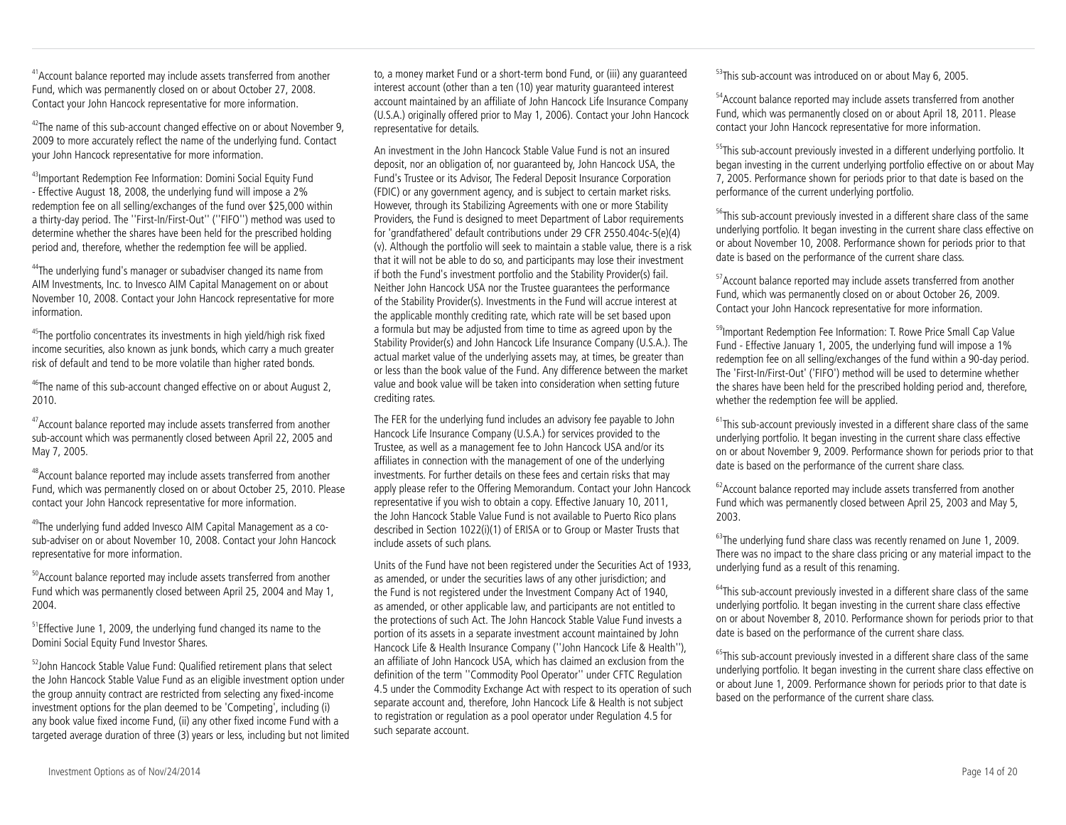[41]Account balance reported may include assets transferred from another Fund, which was permanently closed on or about October 27, 2008. Contact your John Hancock representative for more information.

[42]The name of this sub-account changed effective on or about November 9, 2009 to more accurately reflect the name of the underlying fund. Contact your John Hancock representative for more information.

[43]Important Redemption Fee Information: Domini Social Equity Fund - Effective August 18, 2008, the underlying fund will impose a 2% redemption fee on all selling/exchanges of the fund over $25,000 within a thirty-day period. The ''First-In/First-Out'' (''FIFO'') method was used to determine whether the shares have been held for the prescribed holding period and, therefore, whether the redemption fee will be applied.

[44]The underlying fund's manager or subadviser changed its name from AIM Investments, Inc. to Invesco AIM Capital Management on or about November 10, 2008. Contact your John Hancock representative for more information.

[45]The portfolio concentrates its investments in high yield/high risk fixed income securities, also known as junk bonds, which carry a much greater risk of default and tend to be more volatile than higher rated bonds.

[46]The name of this sub-account changed effective on or about August 2, 2010.

[47]Account balance reported may include assets transferred from another sub-account which was permanently closed between April 22, 2005 and May 7, 2005.

[48]Account balance reported may include assets transferred from another Fund, which was permanently closed on or about October 25, 2010. Please contact your John Hancock representative for more information.

[49]The underlying fund added Invesco AIM Capital Management as a co-sub-adviser on or about November 10, 2008. Contact your John Hancock representative for more information.

[50]Account balance reported may include assets transferred from another Fund which was permanently closed between April 25, 2004 and May 1, 2004.

[51]Effective June 1, 2009, the underlying fund changed its name to the Domini Social Equity Fund Investor Shares.

[52]John Hancock Stable Value Fund: Qualified retirement plans that select the John Hancock Stable Value Fund as an eligible investment option under the group annuity contract are restricted from selecting any fixed-income investment options for the plan deemed to be 'Competing', including (i) any book value fixed income Fund, (ii) any other fixed income Fund with a targeted average duration of three (3) years or less, including but not limited to, a money market Fund or a short-term bond Fund, or (iii) any guaranteed interest account (other than a ten (10) year maturity guaranteed interest account maintained by an affiliate of John Hancock Life Insurance Company (U.S.A.) originally offered prior to May 1, 2006). Contact your John Hancock representative for details.

An investment in the John Hancock Stable Value Fund is not an insured deposit, nor an obligation of, nor guaranteed by, John Hancock USA, the Fund's Trustee or its Advisor, The Federal Deposit Insurance Corporation (FDIC) or any government agency, and is subject to certain market risks. However, through its Stabilizing Agreements with one or more Stability Providers, the Fund is designed to meet Department of Labor requirements for 'grandfathered' default contributions under 29 CFR 2550.404c-5(e)(4)(v). Although the portfolio will seek to maintain a stable value, there is a risk that it will not be able to do so, and participants may lose their investment if both the Fund's investment portfolio and the Stability Provider(s) fail. Neither John Hancock USA nor the Trustee guarantees the performance of the Stability Provider(s). Investments in the Fund will accrue interest at the applicable monthly crediting rate, which rate will be set based upon a formula but may be adjusted from time to time as agreed upon by the Stability Provider(s) and John Hancock Life Insurance Company (U.S.A.). The actual market value of the underlying assets may, at times, be greater than or less than the book value of the Fund. Any difference between the market value and book value will be taken into consideration when setting future crediting rates.

The FER for the underlying fund includes an advisory fee payable to John Hancock Life Insurance Company (U.S.A.) for services provided to the Trustee, as well as a management fee to John Hancock USA and/or its affiliates in connection with the management of one of the underlying investments. For further details on these fees and certain risks that may apply please refer to the Offering Memorandum. Contact your John Hancock representative if you wish to obtain a copy. Effective January 10, 2011, the John Hancock Stable Value Fund is not available to Puerto Rico plans described in Section 1022(i)(1) of ERISA or to Group or Master Trusts that include assets of such plans.

Units of the Fund have not been registered under the Securities Act of 1933, as amended, or under the securities laws of any other jurisdiction; and the Fund is not registered under the Investment Company Act of 1940, as amended, or other applicable law, and participants are not entitled to the protections of such Act. The John Hancock Stable Value Fund invests a portion of its assets in a separate investment account maintained by John Hancock Life & Health Insurance Company (''John Hancock Life & Health''), an affiliate of John Hancock USA, which has claimed an exclusion from the definition of the term ''Commodity Pool Operator'' under CFTC Regulation 4.5 under the Commodity Exchange Act with respect to its operation of such separate account and, therefore, John Hancock Life & Health is not subject to registration or regulation as a pool operator under Regulation 4.5 for such separate account.

[53]This sub-account was introduced on or about May 6, 2005.

[54]Account balance reported may include assets transferred from another Fund, which was permanently closed on or about April 18, 2011. Please contact your John Hancock representative for more information.

[55]This sub-account previously invested in a different underlying portfolio. It began investing in the current underlying portfolio effective on or about May 7, 2005. Performance shown for periods prior to that date is based on the performance of the current underlying portfolio.

[56]This sub-account previously invested in a different share class of the same underlying portfolio. It began investing in the current share class effective on or about November 10, 2008. Performance shown for periods prior to that date is based on the performance of the current share class.

[57]Account balance reported may include assets transferred from another Fund, which was permanently closed on or about October 26, 2009. Contact your John Hancock representative for more information.

[59]Important Redemption Fee Information: T. Rowe Price Small Cap Value Fund - Effective January 1, 2005, the underlying fund will impose a 1% redemption fee on all selling/exchanges of the fund within a 90-day period. The 'First-In/First-Out' ('FIFO') method will be used to determine whether the shares have been held for the prescribed holding period and, therefore, whether the redemption fee will be applied.

[61]This sub-account previously invested in a different share class of the same underlying portfolio. It began investing in the current share class effective on or about November 9, 2009. Performance shown for periods prior to that date is based on the performance of the current share class.

[62]Account balance reported may include assets transferred from another Fund which was permanently closed between April 25, 2003 and May 5, 2003.

[63]The underlying fund share class was recently renamed on June 1, 2009. There was no impact to the share class pricing or any material impact to the underlying fund as a result of this renaming.

[64]This sub-account previously invested in a different share class of the same underlying portfolio. It began investing in the current share class effective on or about November 8, 2010. Performance shown for periods prior to that date is based on the performance of the current share class.

[65]This sub-account previously invested in a different share class of the same underlying portfolio. It began investing in the current share class effective on or about June 1, 2009. Performance shown for periods prior to that date is based on the performance of the current share class.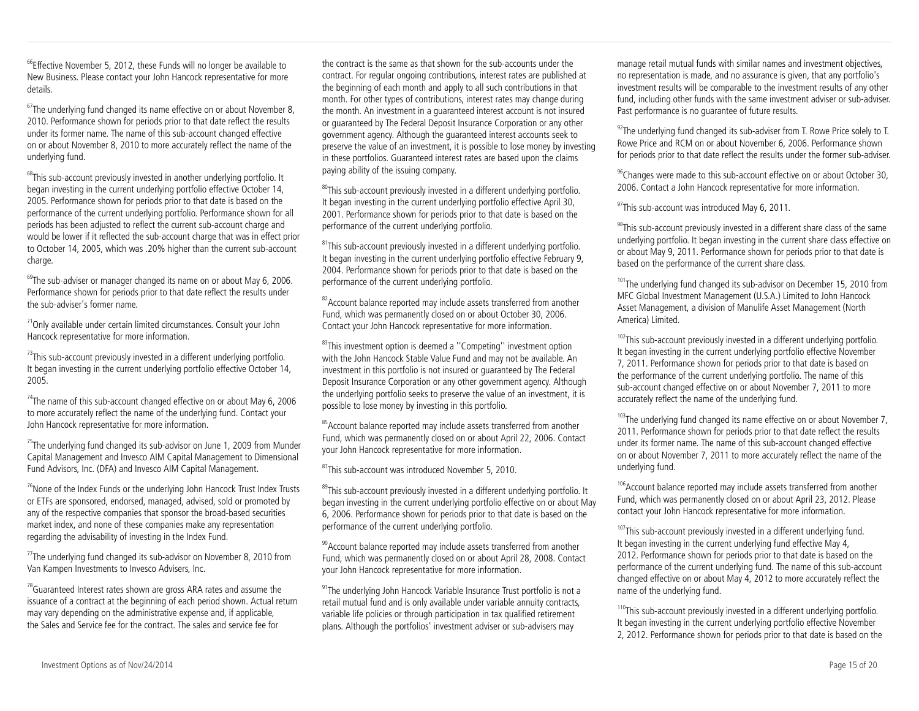[66]Effective November 5, 2012, these Funds will no longer be available to New Business. Please contact your John Hancock representative for more details.

[67]The underlying fund changed its name effective on or about November 8, 2010. Performance shown for periods prior to that date reflect the results under its former name. The name of this sub-account changed effective on or about November 8, 2010 to more accurately reflect the name of the underlying fund.

[68]This sub-account previously invested in another underlying portfolio. It began investing in the current underlying portfolio effective October 14, 2005. Performance shown for periods prior to that date is based on the performance of the current underlying portfolio. Performance shown for all periods has been adjusted to reflect the current sub-account charge and would be lower if it reflected the sub-account charge that was in effect prior to October 14, 2005, which was .20% higher than the current sub-account charge.

[69]The sub-adviser or manager changed its name on or about May 6, 2006. Performance shown for periods prior to that date reflect the results under the sub-adviser's former name.

[71]Only available under certain limited circumstances. Consult your John Hancock representative for more information.

[73]This sub-account previously invested in a different underlying portfolio. It began investing in the current underlying portfolio effective October 14, 2005.

[74]The name of this sub-account changed effective on or about May 6, 2006 to more accurately reflect the name of the underlying fund. Contact your John Hancock representative for more information.

[75]The underlying fund changed its sub-advisor on June 1, 2009 from Munder Capital Management and Invesco AIM Capital Management to Dimensional Fund Advisors, Inc. (DFA) and Invesco AIM Capital Management.

[76]None of the Index Funds or the underlying John Hancock Trust Index Trusts or ETFs are sponsored, endorsed, managed, advised, sold or promoted by any of the respective companies that sponsor the broad-based securities market index, and none of these companies make any representation regarding the advisability of investing in the Index Fund.

[77]The underlying fund changed its sub-advisor on November 8, 2010 from Van Kampen Investments to Invesco Advisers, Inc.

[78]Guaranteed Interest rates shown are gross ARA rates and assume the issuance of a contract at the beginning of each period shown. Actual return may vary depending on the administrative expense and, if applicable, the Sales and Service fee for the contract. The sales and service fee for the contract is the same as that shown for the sub-accounts under the contract. For regular ongoing contributions, interest rates are published at the beginning of each month and apply to all such contributions in that month. For other types of contributions, interest rates may change during the month. An investment in a guaranteed interest account is not insured or guaranteed by The Federal Deposit Insurance Corporation or any other government agency. Although the guaranteed interest accounts seek to preserve the value of an investment, it is possible to lose money by investing in these portfolios. Guaranteed interest rates are based upon the claims paying ability of the issuing company.

[80]This sub-account previously invested in a different underlying portfolio. It began investing in the current underlying portfolio effective April 30, 2001. Performance shown for periods prior to that date is based on the performance of the current underlying portfolio.

[81]This sub-account previously invested in a different underlying portfolio. It began investing in the current underlying portfolio effective February 9, 2004. Performance shown for periods prior to that date is based on the performance of the current underlying portfolio.

[82]Account balance reported may include assets transferred from another Fund, which was permanently closed on or about October 30, 2006. Contact your John Hancock representative for more information.

[83]This investment option is deemed a ''Competing'' investment option with the John Hancock Stable Value Fund and may not be available. An investment in this portfolio is not insured or guaranteed by The Federal Deposit Insurance Corporation or any other government agency. Although the underlying portfolio seeks to preserve the value of an investment, it is possible to lose money by investing in this portfolio.

[85]Account balance reported may include assets transferred from another Fund, which was permanently closed on or about April 22, 2006. Contact your John Hancock representative for more information.

[87]This sub-account was introduced November 5, 2010.

[89]This sub-account previously invested in a different underlying portfolio. It began investing in the current underlying portfolio effective on or about May 6, 2006. Performance shown for periods prior to that date is based on the performance of the current underlying portfolio.

[90]Account balance reported may include assets transferred from another Fund, which was permanently closed on or about April 28, 2008. Contact your John Hancock representative for more information.

[91]The underlying John Hancock Variable Insurance Trust portfolio is not a retail mutual fund and is only available under variable annuity contracts, variable life policies or through participation in tax qualified retirement plans. Although the portfolios' investment adviser or sub-advisers may manage retail mutual funds with similar names and investment objectives, no representation is made, and no assurance is given, that any portfolio's investment results will be comparable to the investment results of any other fund, including other funds with the same investment adviser or sub-adviser. Past performance is no guarantee of future results.

[92]The underlying fund changed its sub-adviser from T. Rowe Price solely to T. Rowe Price and RCM on or about November 6, 2006. Performance shown for periods prior to that date reflect the results under the former sub-adviser.

[96]Changes were made to this sub-account effective on or about October 30, 2006. Contact a John Hancock representative for more information.

[97]This sub-account was introduced May 6, 2011.

[98]This sub-account previously invested in a different share class of the same underlying portfolio. It began investing in the current share class effective on or about May 9, 2011. Performance shown for periods prior to that date is based on the performance of the current share class.

[101]The underlying fund changed its sub-advisor on December 15, 2010 from MFC Global Investment Management (U.S.A.) Limited to John Hancock Asset Management, a division of Manulife Asset Management (North America) Limited.

[102]This sub-account previously invested in a different underlying portfolio. It began investing in the current underlying portfolio effective November 7, 2011. Performance shown for periods prior to that date is based on the performance of the current underlying portfolio. The name of this sub-account changed effective on or about November 7, 2011 to more accurately reflect the name of the underlying fund.

[103]The underlying fund changed its name effective on or about November 7, 2011. Performance shown for periods prior to that date reflect the results under its former name. The name of this sub-account changed effective on or about November 7, 2011 to more accurately reflect the name of the underlying fund.

[106]Account balance reported may include assets transferred from another Fund, which was permanently closed on or about April 23, 2012. Please contact your John Hancock representative for more information.

[107]This sub-account previously invested in a different underlying fund. It began investing in the current underlying fund effective May 4, 2012. Performance shown for periods prior to that date is based on the performance of the current underlying fund. The name of this sub-account changed effective on or about May 4, 2012 to more accurately reflect the name of the underlying fund.

[110]This sub-account previously invested in a different underlying portfolio. It began investing in the current underlying portfolio effective November 2, 2012. Performance shown for periods prior to that date is based on the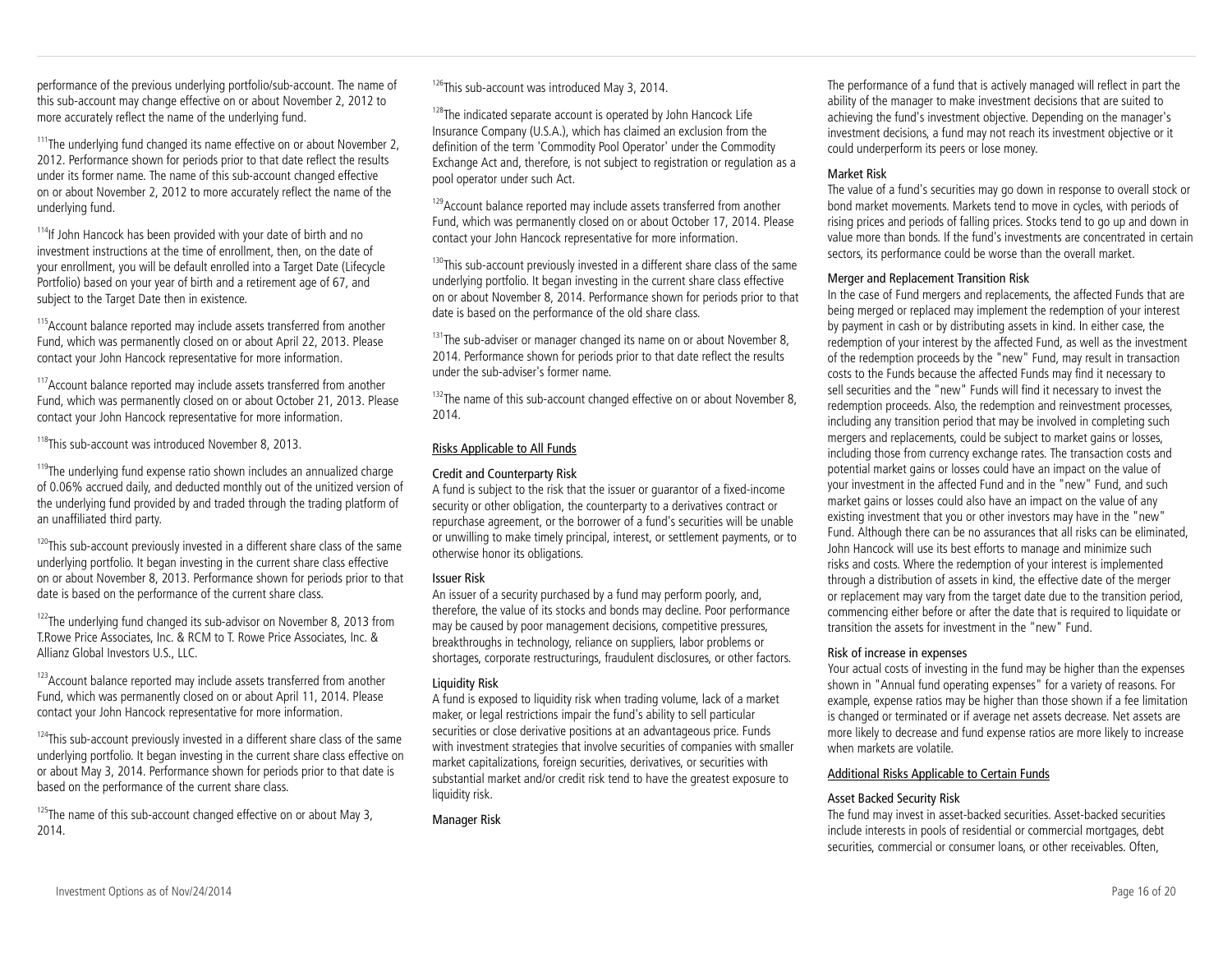performance of the previous underlying portfolio/sub-account. The name of this sub-account may change effective on or about November 2, 2012 to more accurately reflect the name of the underlying fund.

[111]The underlying fund changed its name effective on or about November 2, 2012. Performance shown for periods prior to that date reflect the results under its former name. The name of this sub-account changed effective on or about November 2, 2012 to more accurately reflect the name of the underlying fund.

[114]If John Hancock has been provided with your date of birth and no investment instructions at the time of enrollment, then, on the date of your enrollment, you will be default enrolled into a Target Date (Lifecycle Portfolio) based on your year of birth and a retirement age of 67, and subject to the Target Date then in existence.

[115]Account balance reported may include assets transferred from another Fund, which was permanently closed on or about April 22, 2013. Please contact your John Hancock representative for more information.

[117]Account balance reported may include assets transferred from another Fund, which was permanently closed on or about October 21, 2013. Please contact your John Hancock representative for more information.

[118]This sub-account was introduced November 8, 2013.

[119]The underlying fund expense ratio shown includes an annualized charge of 0.06% accrued daily, and deducted monthly out of the unitized version of the underlying fund provided by and traded through the trading platform of an unaffiliated third party.

[120]This sub-account previously invested in a different share class of the same underlying portfolio. It began investing in the current share class effective on or about November 8, 2013. Performance shown for periods prior to that date is based on the performance of the current share class.

[122]The underlying fund changed its sub-advisor on November 8, 2013 from T.Rowe Price Associates, Inc. & RCM to T. Rowe Price Associates, Inc. & Allianz Global Investors U.S., LLC.

[123]Account balance reported may include assets transferred from another Fund, which was permanently closed on or about April 11, 2014. Please contact your John Hancock representative for more information.

[124]This sub-account previously invested in a different share class of the same underlying portfolio. It began investing in the current share class effective on or about May 3, 2014. Performance shown for periods prior to that date is based on the performance of the current share class.

[125]The name of this sub-account changed effective on or about May 3, 2014.

[126]This sub-account was introduced May 3, 2014.

[128]The indicated separate account is operated by John Hancock Life Insurance Company (U.S.A.), which has claimed an exclusion from the definition of the term 'Commodity Pool Operator' under the Commodity Exchange Act and, therefore, is not subject to registration or regulation as a pool operator under such Act.

[129]Account balance reported may include assets transferred from another Fund, which was permanently closed on or about October 17, 2014. Please contact your John Hancock representative for more information.

[130]This sub-account previously invested in a different share class of the same underlying portfolio. It began investing in the current share class effective on or about November 8, 2014. Performance shown for periods prior to that date is based on the performance of the old share class.

[131]The sub-adviser or manager changed its name on or about November 8, 2014. Performance shown for periods prior to that date reflect the results under the sub-adviser's former name.

[132]The name of this sub-account changed effective on or about November 8, 2014.

## Risks Applicable to All Funds

### Credit and Counterparty Risk

A fund is subject to the risk that the issuer or guarantor of a fixed-income security or other obligation, the counterparty to a derivatives contract or repurchase agreement, or the borrower of a fund's securities will be unable or unwilling to make timely principal, interest, or settlement payments, or to otherwise honor its obligations.

### Issuer Risk

An issuer of a security purchased by a fund may perform poorly, and, therefore, the value of its stocks and bonds may decline. Poor performance may be caused by poor management decisions, competitive pressures, breakthroughs in technology, reliance on suppliers, labor problems or shortages, corporate restructurings, fraudulent disclosures, or other factors.

### Liquidity Risk

A fund is exposed to liquidity risk when trading volume, lack of a market maker, or legal restrictions impair the fund's ability to sell particular securities or close derivative positions at an advantageous price. Funds with investment strategies that involve securities of companies with smaller market capitalizations, foreign securities, derivatives, or securities with substantial market and/or credit risk tend to have the greatest exposure to liquidity risk.

### Manager Risk

The performance of a fund that is actively managed will reflect in part the ability of the manager to make investment decisions that are suited to achieving the fund's investment objective. Depending on the manager's investment decisions, a fund may not reach its investment objective or it could underperform its peers or lose money.

### Market Risk

The value of a fund's securities may go down in response to overall stock or bond market movements. Markets tend to move in cycles, with periods of rising prices and periods of falling prices. Stocks tend to go up and down in value more than bonds. If the fund's investments are concentrated in certain sectors, its performance could be worse than the overall market.

### Merger and Replacement Transition Risk

In the case of Fund mergers and replacements, the affected Funds that are being merged or replaced may implement the redemption of your interest by payment in cash or by distributing assets in kind. In either case, the redemption of your interest by the affected Fund, as well as the investment of the redemption proceeds by the "new" Fund, may result in transaction costs to the Funds because the affected Funds may find it necessary to sell securities and the "new" Funds will find it necessary to invest the redemption proceeds. Also, the redemption and reinvestment processes, including any transition period that may be involved in completing such mergers and replacements, could be subject to market gains or losses, including those from currency exchange rates. The transaction costs and potential market gains or losses could have an impact on the value of your investment in the affected Fund and in the "new" Fund, and such market gains or losses could also have an impact on the value of any existing investment that you or other investors may have in the "new" Fund. Although there can be no assurances that all risks can be eliminated, John Hancock will use its best efforts to manage and minimize such risks and costs. Where the redemption of your interest is implemented through a distribution of assets in kind, the effective date of the merger or replacement may vary from the target date due to the transition period, commencing either before or after the date that is required to liquidate or transition the assets for investment in the "new" Fund.

### Risk of increase in expenses

Your actual costs of investing in the fund may be higher than the expenses shown in "Annual fund operating expenses" for a variety of reasons. For example, expense ratios may be higher than those shown if a fee limitation is changed or terminated or if average net assets decrease. Net assets are more likely to decrease and fund expense ratios are more likely to increase when markets are volatile.

## Additional Risks Applicable to Certain Funds

### Asset Backed Security Risk

The fund may invest in asset-backed securities. Asset-backed securities include interests in pools of residential or commercial mortgages, debt securities, commercial or consumer loans, or other receivables. Often,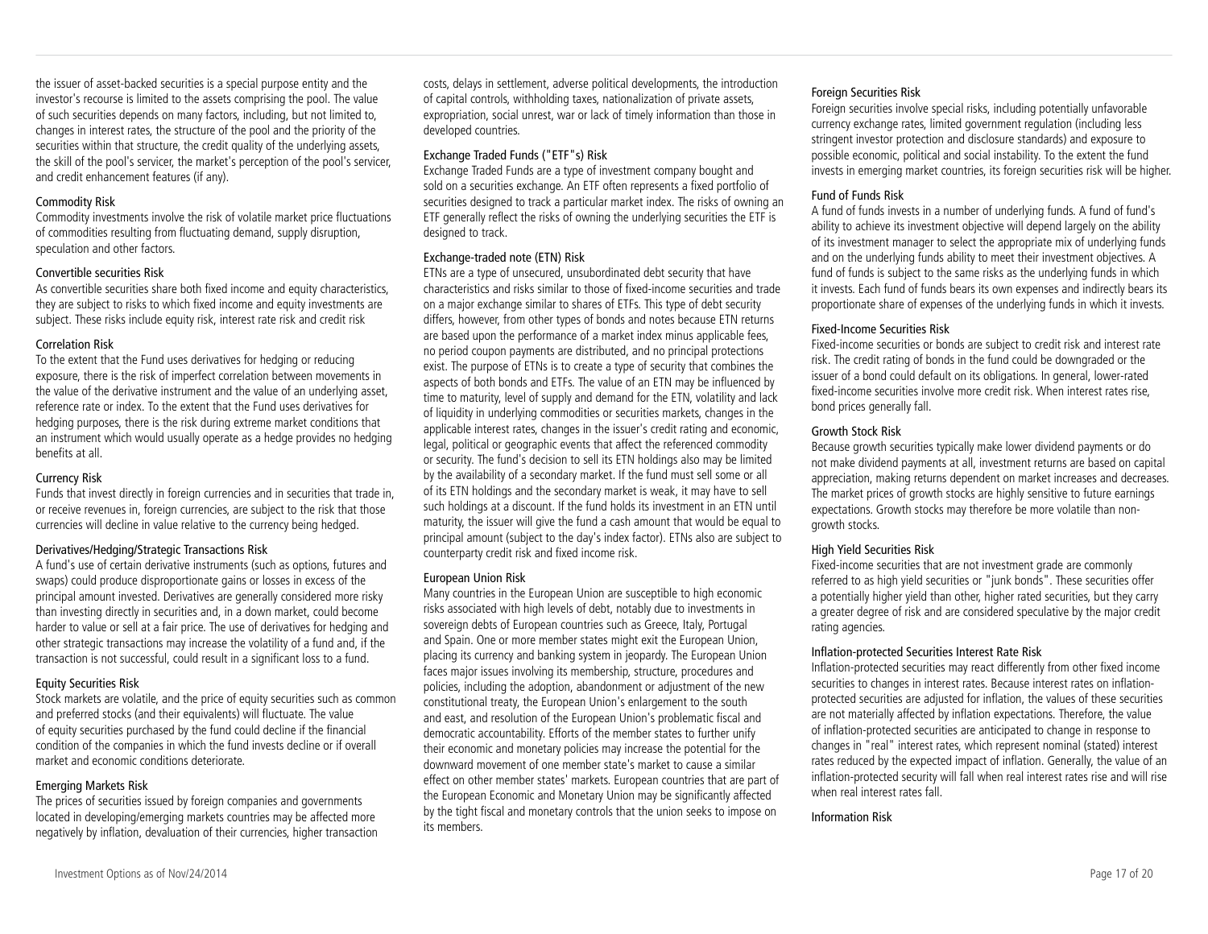the issuer of asset-backed securities is a special purpose entity and the investor's recourse is limited to the assets comprising the pool. The value of such securities depends on many factors, including, but not limited to, changes in interest rates, the structure of the pool and the priority of the securities within that structure, the credit quality of the underlying assets, the skill of the pool's servicer, the market's perception of the pool's servicer, and credit enhancement features (if any).

### Commodity Risk

Commodity investments involve the risk of volatile market price fluctuations of commodities resulting from fluctuating demand, supply disruption, speculation and other factors.

### Convertible securities Risk

As convertible securities share both fixed income and equity characteristics, they are subject to risks to which fixed income and equity investments are subject. These risks include equity risk, interest rate risk and credit risk

### Correlation Risk

To the extent that the Fund uses derivatives for hedging or reducing exposure, there is the risk of imperfect correlation between movements in the value of the derivative instrument and the value of an underlying asset, reference rate or index. To the extent that the Fund uses derivatives for hedging purposes, there is the risk during extreme market conditions that an instrument which would usually operate as a hedge provides no hedging benefits at all.

### Currency Risk

Funds that invest directly in foreign currencies and in securities that trade in, or receive revenues in, foreign currencies, are subject to the risk that those currencies will decline in value relative to the currency being hedged.

### Derivatives/Hedging/Strategic Transactions Risk

A fund's use of certain derivative instruments (such as options, futures and swaps) could produce disproportionate gains or losses in excess of the principal amount invested. Derivatives are generally considered more risky than investing directly in securities and, in a down market, could become harder to value or sell at a fair price. The use of derivatives for hedging and other strategic transactions may increase the volatility of a fund and, if the transaction is not successful, could result in a significant loss to a fund.

### Equity Securities Risk

Stock markets are volatile, and the price of equity securities such as common and preferred stocks (and their equivalents) will fluctuate. The value of equity securities purchased by the fund could decline if the financial condition of the companies in which the fund invests decline or if overall market and economic conditions deteriorate.

### Emerging Markets Risk

The prices of securities issued by foreign companies and governments located in developing/emerging markets countries may be affected more negatively by inflation, devaluation of their currencies, higher transaction costs, delays in settlement, adverse political developments, the introduction of capital controls, withholding taxes, nationalization of private assets, expropriation, social unrest, war or lack of timely information than those in developed countries.

### Exchange Traded Funds ("ETF"s) Risk

Exchange Traded Funds are a type of investment company bought and sold on a securities exchange. An ETF often represents a fixed portfolio of securities designed to track a particular market index. The risks of owning an ETF generally reflect the risks of owning the underlying securities the ETF is designed to track.

### Exchange-traded note (ETN) Risk

ETNs are a type of unsecured, unsubordinated debt security that have characteristics and risks similar to those of fixed-income securities and trade on a major exchange similar to shares of ETFs. This type of debt security differs, however, from other types of bonds and notes because ETN returns are based upon the performance of a market index minus applicable fees, no period coupon payments are distributed, and no principal protections exist. The purpose of ETNs is to create a type of security that combines the aspects of both bonds and ETFs. The value of an ETN may be influenced by time to maturity, level of supply and demand for the ETN, volatility and lack of liquidity in underlying commodities or securities markets, changes in the applicable interest rates, changes in the issuer's credit rating and economic, legal, political or geographic events that affect the referenced commodity or security. The fund's decision to sell its ETN holdings also may be limited by the availability of a secondary market. If the fund must sell some or all of its ETN holdings and the secondary market is weak, it may have to sell such holdings at a discount. If the fund holds its investment in an ETN until maturity, the issuer will give the fund a cash amount that would be equal to principal amount (subject to the day's index factor). ETNs also are subject to counterparty credit risk and fixed income risk.

### European Union Risk

Many countries in the European Union are susceptible to high economic risks associated with high levels of debt, notably due to investments in sovereign debts of European countries such as Greece, Italy, Portugal and Spain. One or more member states might exit the European Union, placing its currency and banking system in jeopardy. The European Union faces major issues involving its membership, structure, procedures and policies, including the adoption, abandonment or adjustment of the new constitutional treaty, the European Union's enlargement to the south and east, and resolution of the European Union's problematic fiscal and democratic accountability. Efforts of the member states to further unify their economic and monetary policies may increase the potential for the downward movement of one member state's market to cause a similar effect on other member states' markets. European countries that are part of the European Economic and Monetary Union may be significantly affected by the tight fiscal and monetary controls that the union seeks to impose on its members.

### Foreign Securities Risk

Foreign securities involve special risks, including potentially unfavorable currency exchange rates, limited government regulation (including less stringent investor protection and disclosure standards) and exposure to possible economic, political and social instability. To the extent the fund invests in emerging market countries, its foreign securities risk will be higher.

### Fund of Funds Risk

A fund of funds invests in a number of underlying funds. A fund of fund's ability to achieve its investment objective will depend largely on the ability of its investment manager to select the appropriate mix of underlying funds and on the underlying funds ability to meet their investment objectives. A fund of funds is subject to the same risks as the underlying funds in which it invests. Each fund of funds bears its own expenses and indirectly bears its proportionate share of expenses of the underlying funds in which it invests.

### Fixed-Income Securities Risk

Fixed-income securities or bonds are subject to credit risk and interest rate risk. The credit rating of bonds in the fund could be downgraded or the issuer of a bond could default on its obligations. In general, lower-rated fixed-income securities involve more credit risk. When interest rates rise, bond prices generally fall.

### Growth Stock Risk

Because growth securities typically make lower dividend payments or do not make dividend payments at all, investment returns are based on capital appreciation, making returns dependent on market increases and decreases. The market prices of growth stocks are highly sensitive to future earnings expectations. Growth stocks may therefore be more volatile than non-growth stocks.

### High Yield Securities Risk

Fixed-income securities that are not investment grade are commonly referred to as high yield securities or "junk bonds". These securities offer a potentially higher yield than other, higher rated securities, but they carry a greater degree of risk and are considered speculative by the major credit rating agencies.

### Inflation-protected Securities Interest Rate Risk

Inflation-protected securities may react differently from other fixed income securities to changes in interest rates. Because interest rates on inflation-protected securities are adjusted for inflation, the values of these securities are not materially affected by inflation expectations. Therefore, the value of inflation-protected securities are anticipated to change in response to changes in "real" interest rates, which represent nominal (stated) interest rates reduced by the expected impact of inflation. Generally, the value of an inflation-protected security will fall when real interest rates rise and will rise when real interest rates fall.

### Information Risk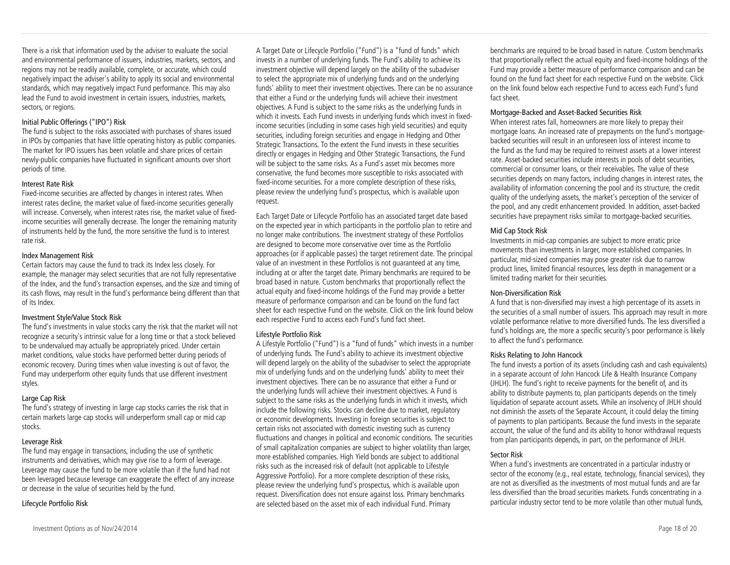There is a risk that information used by the adviser to evaluate the social and environmental performance of issuers, industries, markets, sectors, and regions may not be readily available, complete, or accurate, which could negatively impact the adviser's ability to apply its social and environmental standards, which may negatively impact Fund performance. This may also lead the Fund to avoid investment in certain issuers, industries, markets, sectors, or regions.

### Initial Public Offerings ("IPO") Risk

The fund is subject to the risks associated with purchases of shares issued in IPOs by companies that have little operating history as public companies. The market for IPO issuers has been volatile and share prices of certain newly-public companies have fluctuated in significant amounts over short periods of time.

### Interest Rate Risk

Fixed-income securities are affected by changes in interest rates. When interest rates decline, the market value of fixed-income securities generally will increase. Conversely, when interest rates rise, the market value of fixed-income securities will generally decrease. The longer the remaining maturity of instruments held by the fund, the more sensitive the fund is to interest rate risk.

### Index Management Risk

Certain factors may cause the fund to track its Index less closely. For example, the manager may select securities that are not fully representative of the Index, and the fund's transaction expenses, and the size and timing of its cash flows, may result in the fund's performance being different than that of its Index.

### Investment Style/Value Stock Risk

The fund's investments in value stocks carry the risk that the market will not recognize a security's intrinsic value for a long time or that a stock believed to be undervalued may actually be appropriately priced. Under certain market conditions, value stocks have performed better during periods of economic recovery. During times when value investing is out of favor, the Fund may underperform other equity funds that use different investment styles.

### Large Cap Risk

The fund's strategy of investing in large cap stocks carries the risk that in certain markets large cap stocks will underperform small cap or mid cap stocks.

### Leverage Risk

The fund may engage in transactions, including the use of synthetic instruments and derivatives, which may give rise to a form of leverage. Leverage may cause the fund to be more volatile than if the fund had not been leveraged because leverage can exaggerate the effect of any increase or decrease in the value of securities held by the fund.

### Lifecycle Portfolio Risk

A Target Date or Lifecycle Portfolio ("Fund") is a "fund of funds" which invests in a number of underlying funds. The Fund's ability to achieve its investment objective will depend largely on the ability of the subadviser to select the appropriate mix of underlying funds and on the underlying funds' ability to meet their investment objectives. There can be no assurance that either a Fund or the underlying funds will achieve their investment objectives. A Fund is subject to the same risks as the underlying funds in which it invests. Each Fund invests in underlying funds which invest in fixed-income securities (including in some cases high yield securities) and equity securities, including foreign securities and engage in Hedging and Other Strategic Transactions. To the extent the Fund invests in these securities directly or engages in Hedging and Other Strategic Transactions, the Fund will be subject to the same risks. As a Fund's asset mix becomes more conservative, the fund becomes more susceptible to risks associated with fixed-income securities. For a more complete description of these risks, please review the underlying fund's prospectus, which is available upon request.

Each Target Date or Lifecycle Portfolio has an associated target date based on the expected year in which participants in the portfolio plan to retire and no longer make contributions. The investment strategy of these Portfolios are designed to become more conservative over time as the Portfolio approaches (or if applicable passes) the target retirement date. The principal value of an investment in these Portfolios is not guaranteed at any time, including at or after the target date. Primary benchmarks are required to be broad based in nature. Custom benchmarks that proportionally reflect the actual equity and fixed-income holdings of the Fund may provide a better measure of performance comparison and can be found on the fund fact sheet for each respective Fund on the website. Click on the link found below each respective Fund to access each Fund's fund fact sheet.

### Lifestyle Portfolio Risk

A Lifestyle Portfolio ("Fund") is a "fund of funds" which invests in a number of underlying funds. The Fund's ability to achieve its investment objective will depend largely on the ability of the subadviser to select the appropriate mix of underlying funds and on the underlying funds' ability to meet their investment objectives. There can be no assurance that either a Fund or the underlying funds will achieve their investment objectives. A Fund is subject to the same risks as the underlying funds in which it invests, which include the following risks. Stocks can decline due to market, regulatory or economic developments. Investing in foreign securities is subject to certain risks not associated with domestic investing such as currency fluctuations and changes in political and economic conditions. The securities of small capitalization companies are subject to higher volatility than larger, more established companies. High Yield bonds are subject to additional risks such as the increased risk of default (not applicable to Lifestyle Aggressive Portfolio). For a more complete description of these risks, please review the underlying fund's prospectus, which is available upon request. Diversification does not ensure against loss. Primary benchmarks are selected based on the asset mix of each individual Fund. Primary benchmarks are required to be broad based in nature. Custom benchmarks that proportionally reflect the actual equity and fixed-income holdings of the Fund may provide a better measure of performance comparison and can be found on the fund fact sheet for each respective Fund on the website. Click on the link found below each respective Fund to access each Fund's fund fact sheet.

### Mortgage-Backed and Asset-Backed Securities Risk

When interest rates fall, homeowners are more likely to prepay their mortgage loans. An increased rate of prepayments on the fund's mortgage-backed securities will result in an unforeseen loss of interest income to the fund as the fund may be required to reinvest assets at a lower interest rate. Asset-backed securities include interests in pools of debt securities, commercial or consumer loans, or their receivables. The value of these securities depends on many factors, including changes in interest rates, the availability of information concerning the pool and its structure, the credit quality of the underlying assets, the market's perception of the servicer of the pool, and any credit enhancement provided. In addition, asset-backed securities have prepayment risks similar to mortgage-backed securities.

### Mid Cap Stock Risk

Investments in mid-cap companies are subject to more erratic price movements than investments in larger, more established companies. In particular, mid-sized companies may pose greater risk due to narrow product lines, limited financial resources, less depth in management or a limited trading market for their securities.

### Non-Diversification Risk

A fund that is non-diversified may invest a high percentage of its assets in the securities of a small number of issuers. This approach may result in more volatile performance relative to more diversified funds. The less diversified a fund's holdings are, the more a specific security's poor performance is likely to affect the fund's performance.

### Risks Relating to John Hancock

The fund invests a portion of its assets (including cash and cash equivalents) in a separate account of John Hancock Life & Health Insurance Company (JHLH). The fund's right to receive payments for the benefit of, and its ability to distribute payments to, plan participants depends on the timely liquidation of separate account assets. While an insolvency of JHLH should not diminish the assets of the Separate Account, it could delay the timing of payments to plan participants. Because the fund invests in the separate account, the value of the fund and its ability to honor withdrawal requests from plan participants depends, in part, on the performance of JHLH.

### Sector Risk

When a fund's investments are concentrated in a particular industry or sector of the economy (e.g., real estate, technology, financial services), they are not as diversified as the investments of most mutual funds and are far less diversified than the broad securities markets. Funds concentrating in a particular industry sector tend to be more volatile than other mutual funds,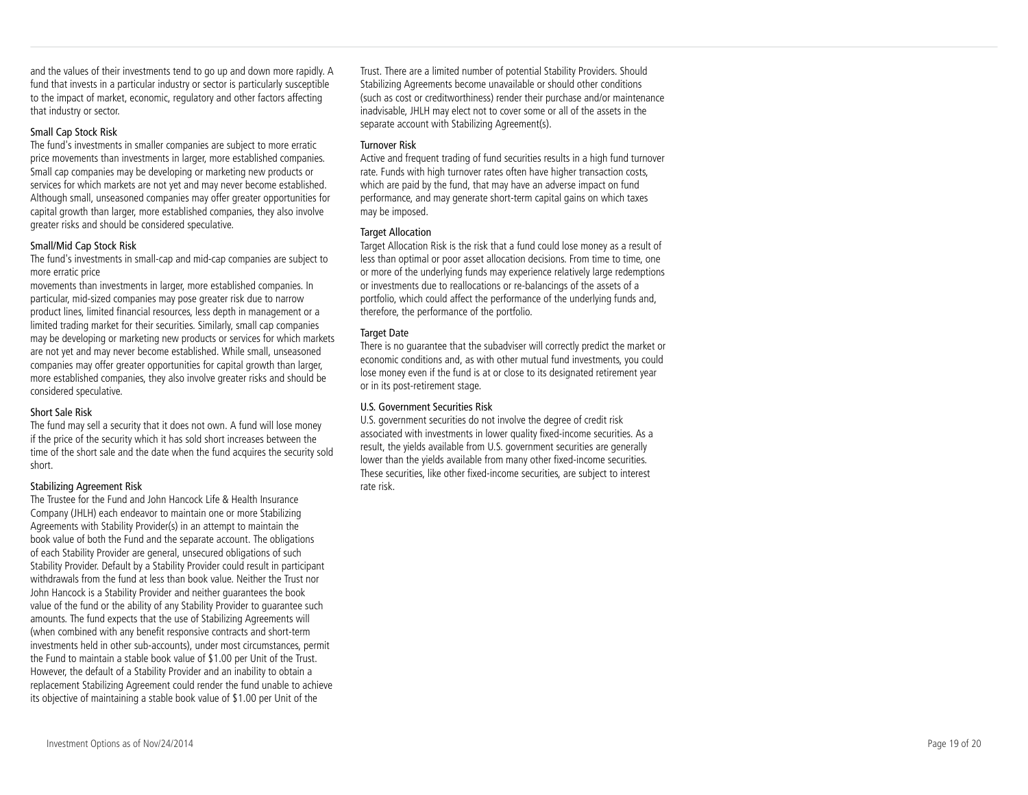and the values of their investments tend to go up and down more rapidly. A fund that invests in a particular industry or sector is particularly susceptible to the impact of market, economic, regulatory and other factors affecting that industry or sector.

### Small Cap Stock Risk

The fund's investments in smaller companies are subject to more erratic price movements than investments in larger, more established companies. Small cap companies may be developing or marketing new products or services for which markets are not yet and may never become established. Although small, unseasoned companies may offer greater opportunities for capital growth than larger, more established companies, they also involve greater risks and should be considered speculative.

### Small/Mid Cap Stock Risk

The fund's investments in small-cap and mid-cap companies are subject to more erratic price
movements than investments in larger, more established companies. In particular, mid-sized companies may pose greater risk due to narrow product lines, limited financial resources, less depth in management or a limited trading market for their securities. Similarly, small cap companies may be developing or marketing new products or services for which markets are not yet and may never become established. While small, unseasoned companies may offer greater opportunities for capital growth than larger, more established companies, they also involve greater risks and should be considered speculative.

### Short Sale Risk

The fund may sell a security that it does not own. A fund will lose money if the price of the security which it has sold short increases between the time of the short sale and the date when the fund acquires the security sold short.

### Stabilizing Agreement Risk

The Trustee for the Fund and John Hancock Life & Health Insurance Company (JHLH) each endeavor to maintain one or more Stabilizing Agreements with Stability Provider(s) in an attempt to maintain the book value of both the Fund and the separate account. The obligations of each Stability Provider are general, unsecured obligations of such Stability Provider. Default by a Stability Provider could result in participant withdrawals from the fund at less than book value. Neither the Trust nor John Hancock is a Stability Provider and neither guarantees the book value of the fund or the ability of any Stability Provider to guarantee such amounts. The fund expects that the use of Stabilizing Agreements will (when combined with any benefit responsive contracts and short-term investments held in other sub-accounts), under most circumstances, permit the Fund to maintain a stable book value of $1.00 per Unit of the Trust. However, the default of a Stability Provider and an inability to obtain a replacement Stabilizing Agreement could render the fund unable to achieve its objective of maintaining a stable book value of $1.00 per Unit of the Trust. There are a limited number of potential Stability Providers. Should Stabilizing Agreements become unavailable or should other conditions (such as cost or creditworthiness) render their purchase and/or maintenance inadvisable, JHLH may elect not to cover some or all of the assets in the separate account with Stabilizing Agreement(s).

### Turnover Risk

Active and frequent trading of fund securities results in a high fund turnover rate. Funds with high turnover rates often have higher transaction costs, which are paid by the fund, that may have an adverse impact on fund performance, and may generate short-term capital gains on which taxes may be imposed.

### Target Allocation

Target Allocation Risk is the risk that a fund could lose money as a result of less than optimal or poor asset allocation decisions. From time to time, one or more of the underlying funds may experience relatively large redemptions or investments due to reallocations or re-balancings of the assets of a portfolio, which could affect the performance of the underlying funds and, therefore, the performance of the portfolio.

### Target Date

There is no guarantee that the subadviser will correctly predict the market or economic conditions and, as with other mutual fund investments, you could lose money even if the fund is at or close to its designated retirement year or in its post-retirement stage.

### U.S. Government Securities Risk

U.S. government securities do not involve the degree of credit risk associated with investments in lower quality fixed-income securities. As a result, the yields available from U.S. government securities are generally lower than the yields available from many other fixed-income securities. These securities, like other fixed-income securities, are subject to interest rate risk.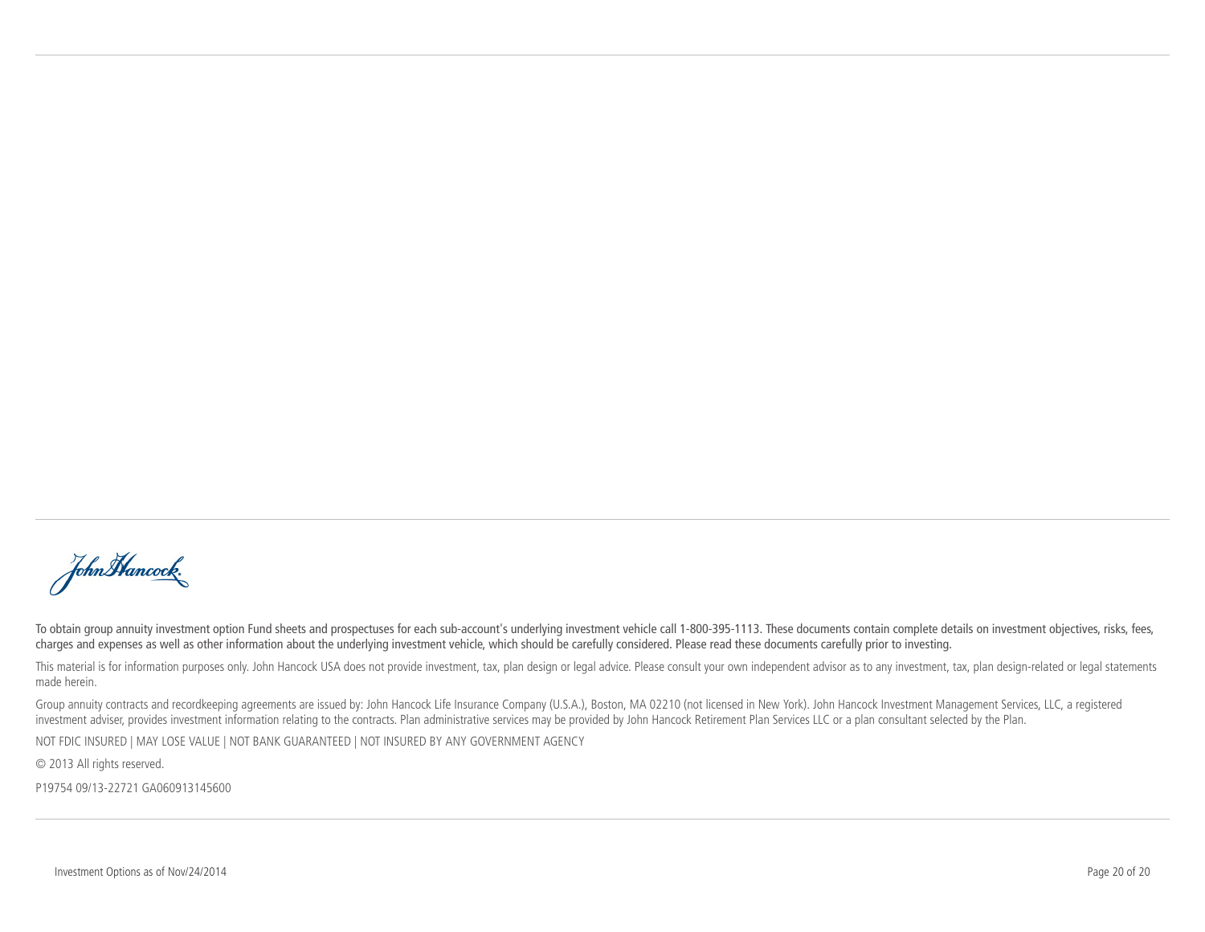John Hancock.

To obtain group annuity investment option Fund sheets and prospectuses for each sub-account's underlying investment vehicle call 1-800-395-1113. These documents contain complete details on investment objectives, risks, fees, charges and expenses as well as other information about the underlying investment vehicle, which should be carefully considered. Please read these documents carefully prior to investing.

This material is for information purposes only. John Hancock USA does not provide investment, tax, plan design or legal advice. Please consult your own independent advisor as to any investment, tax, plan design-related or legal statements made herein.

Group annuity contracts and recordkeeping agreements are issued by: John Hancock Life Insurance Company (U.S.A.), Boston, MA 02210 (not licensed in New York). John Hancock Investment Management Services, LLC, a registered investment adviser, provides investment information relating to the contracts. Plan administrative services may be provided by John Hancock Retirement Plan Services LLC or a plan consultant selected by the Plan.

NOT FDIC INSURED | MAY LOSE VALUE | NOT BANK GUARANTEED | NOT INSURED BY ANY GOVERNMENT AGENCY

© 2013 All rights reserved.

P19754 09/13-22721 GA060913145600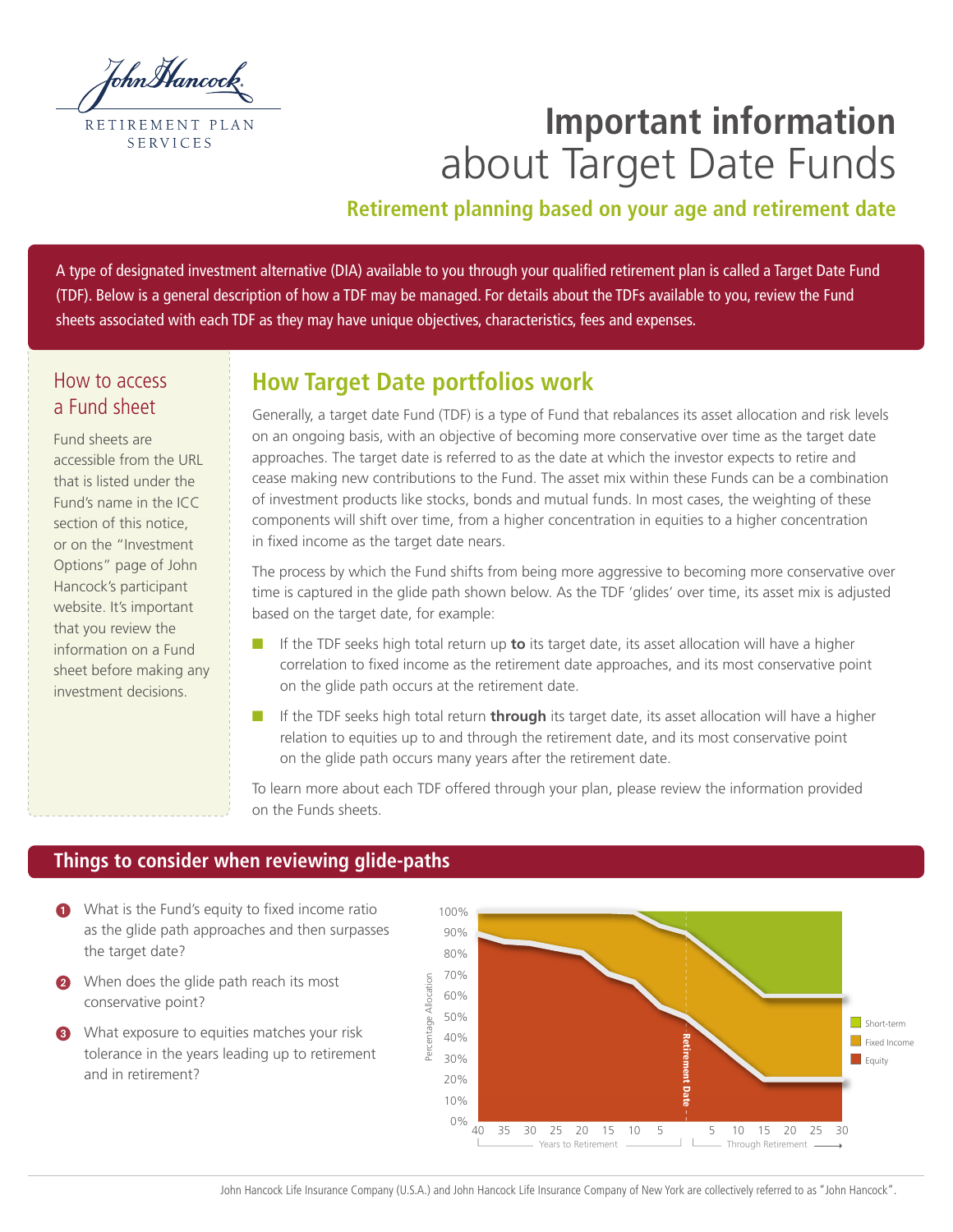# Important information about Target Date Funds

**Retirement planning based on your age and retirement date**

A type of designated investment alternative (DIA) available to you through your qualified retirement plan is called a Target Date Fund (TDF). Below is a general description of how a TDF may be managed. For details about the TDFs available to you, review the Fund sheets associated with each TDF as they may have unique objectives, characteristics, fees and expenses.

### How to access a Fund sheet

Fund sheets are accessible from the URL that is listed under the Fund's name in the ICC section of this notice, or on the "Investment Options" page of John Hancock's participant website. It's important that you review the information on a Fund sheet before making any investment decisions.

## How Target Date portfolios work

Generally, a target date Fund (TDF) is a type of Fund that rebalances its asset allocation and risk levels on an ongoing basis, with an objective of becoming more conservative over time as the target date approaches. The target date is referred to as the date at which the investor expects to retire and cease making new contributions to the Fund. The asset mix within these Funds can be a combination of investment products like stocks, bonds and mutual funds. In most cases, the weighting of these components will shift over time, from a higher concentration in equities to a higher concentration in fixed income as the target date nears.

The process by which the Fund shifts from being more aggressive to becoming more conservative over time is captured in the glide path shown below. As the TDF 'glides' over time, its asset mix is adjusted based on the target date, for example:

- If the TDF seeks high total return up **to** its target date, its asset allocation will have a higher correlation to fixed income as the retirement date approaches, and its most conservative point on the glide path occurs at the retirement date.
- If the TDF seeks high total return **through** its target date, its asset allocation will have a higher relation to equities up to and through the retirement date, and its most conservative point on the glide path occurs many years after the retirement date.

To learn more about each TDF offered through your plan, please review the information provided on the Funds sheets.

## Things to consider when reviewing glide-paths

1. What is the Fund's equity to fixed income ratio as the glide path approaches and then surpasses the target date?
2. When does the glide path reach its most conservative point?
3. What exposure to equities matches your risk tolerance in the years leading up to retirement and in retirement?

John Hancock Life Insurance Company (U.S.A.) and John Hancock Life Insurance Company of New York are collectively referred to as "John Hancock".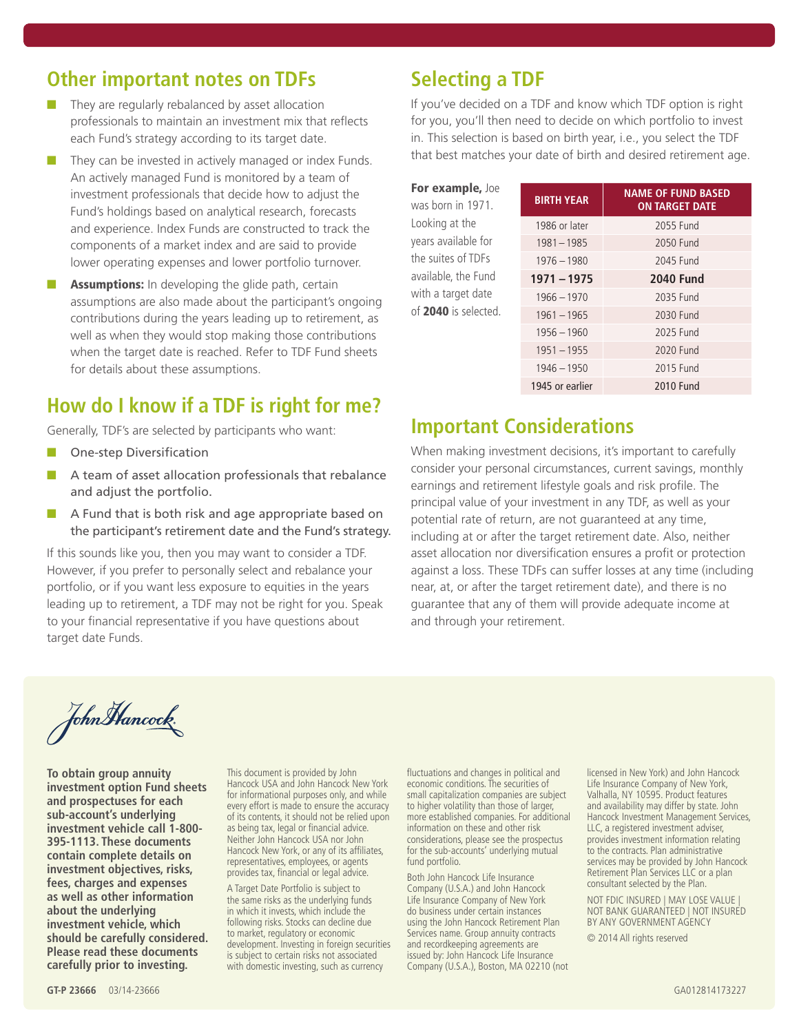## Other important notes on TDFs

- They are regularly rebalanced by asset allocation professionals to maintain an investment mix that reflects each Fund's strategy according to its target date.
- They can be invested in actively managed or index Funds. An actively managed Fund is monitored by a team of investment professionals that decide how to adjust the Fund's holdings based on analytical research, forecasts and experience. Index Funds are constructed to track the components of a market index and are said to provide lower operating expenses and lower portfolio turnover.
- **Assumptions:** In developing the glide path, certain assumptions are also made about the participant's ongoing contributions during the years leading up to retirement, as well as when they would stop making those contributions when the target date is reached. Refer to TDF Fund sheets for details about these assumptions.

## How do I know if a TDF is right for me?

Generally, TDF's are selected by participants who want:

- One-step Diversification
- A team of asset allocation professionals that rebalance and adjust the portfolio.
- A Fund that is both risk and age appropriate based on the participant's retirement date and the Fund's strategy.

If this sounds like you, then you may want to consider a TDF. However, if you prefer to personally select and rebalance your portfolio, or if you want less exposure to equities in the years leading up to retirement, a TDF may not be right for you. Speak to your financial representative if you have questions about target date Funds.

## Selecting a TDF

If you've decided on a TDF and know which TDF option is right for you, you'll then need to decide on which portfolio to invest in. This selection is based on birth year, i.e., you select the TDF that best matches your date of birth and desired retirement age.

**For example,** Joe was born in 1971. Looking at the years available for the suites of TDFs available, the Fund with a target date of **2040** is selected.

| BIRTH YEAR | NAME OF FUND BASED ON TARGET DATE |
|---|---|
| 1986 or later | 2055 Fund |
| 1981 – 1985 | 2050 Fund |
| 1976 – 1980 | 2045 Fund |
| **1971 – 1975** | **2040 Fund** |
| 1966 – 1970 | 2035 Fund |
| 1961 – 1965 | 2030 Fund |
| 1956 – 1960 | 2025 Fund |
| 1951 – 1955 | 2020 Fund |
| 1946 – 1950 | 2015 Fund |
| 1945 or earlier | 2010 Fund |

## Important Considerations

When making investment decisions, it's important to carefully consider your personal circumstances, current savings, monthly earnings and retirement lifestyle goals and risk profile. The principal value of your investment in any TDF, as well as your potential rate of return, are not guaranteed at any time, including at or after the target retirement date. Also, neither asset allocation nor diversification ensures a profit or protection against a loss. These TDFs can suffer losses at any time (including near, at, or after the target retirement date), and there is no guarantee that any of them will provide adequate income at and through your retirement.

John Hancock

**To obtain group annuity investment option Fund sheets and prospectuses for each sub-account's underlying investment vehicle call 1-800-395-1113. These documents contain complete details on investment objectives, risks, fees, charges and expenses as well as other information about the underlying investment vehicle, which should be carefully considered. Please read these documents carefully prior to investing.**

This document is provided by John Hancock USA and John Hancock New York for informational purposes only, and while every effort is made to ensure the accuracy of its contents, it should not be relied upon as being tax, legal or financial advice. Neither John Hancock USA nor John Hancock New York, or any of its affiliates, representatives, employees, or agents provides tax, financial or legal advice.

A Target Date Portfolio is subject to the same risks as the underlying funds in which it invests, which include the following risks. Stocks can decline due to market, regulatory or economic development. Investing in foreign securities is subject to certain risks not associated with domestic investing, such as currency fluctuations and changes in political and economic conditions. The securities of small capitalization companies are subject to higher volatility than those of larger, more established companies. For additional information on these and other risk considerations, please see the prospectus for the sub-accounts' underlying mutual fund portfolio.

Both John Hancock Life Insurance Company (U.S.A.) and John Hancock Life Insurance Company of New York do business under certain instances using the John Hancock Retirement Plan Services name. Group annuity contracts and recordkeeping agreements are issued by: John Hancock Life Insurance Company (U.S.A.), Boston, MA 02210 (not licensed in New York) and John Hancock Life Insurance Company of New York, Valhalla, NY 10595. Product features and availability may differ by state. John Hancock Investment Management Services, LLC, a registered investment adviser, provides investment information relating to the contracts. Plan administrative services may be provided by John Hancock Retirement Plan Services LLC or a plan consultant selected by the Plan.

NOT FDIC INSURED | MAY LOSE VALUE | NOT BANK GUARANTEED | NOT INSURED BY ANY GOVERNMENT AGENCY

© 2014 All rights reserved

**GT-P 23666** 03/14-23666

GA012814173227